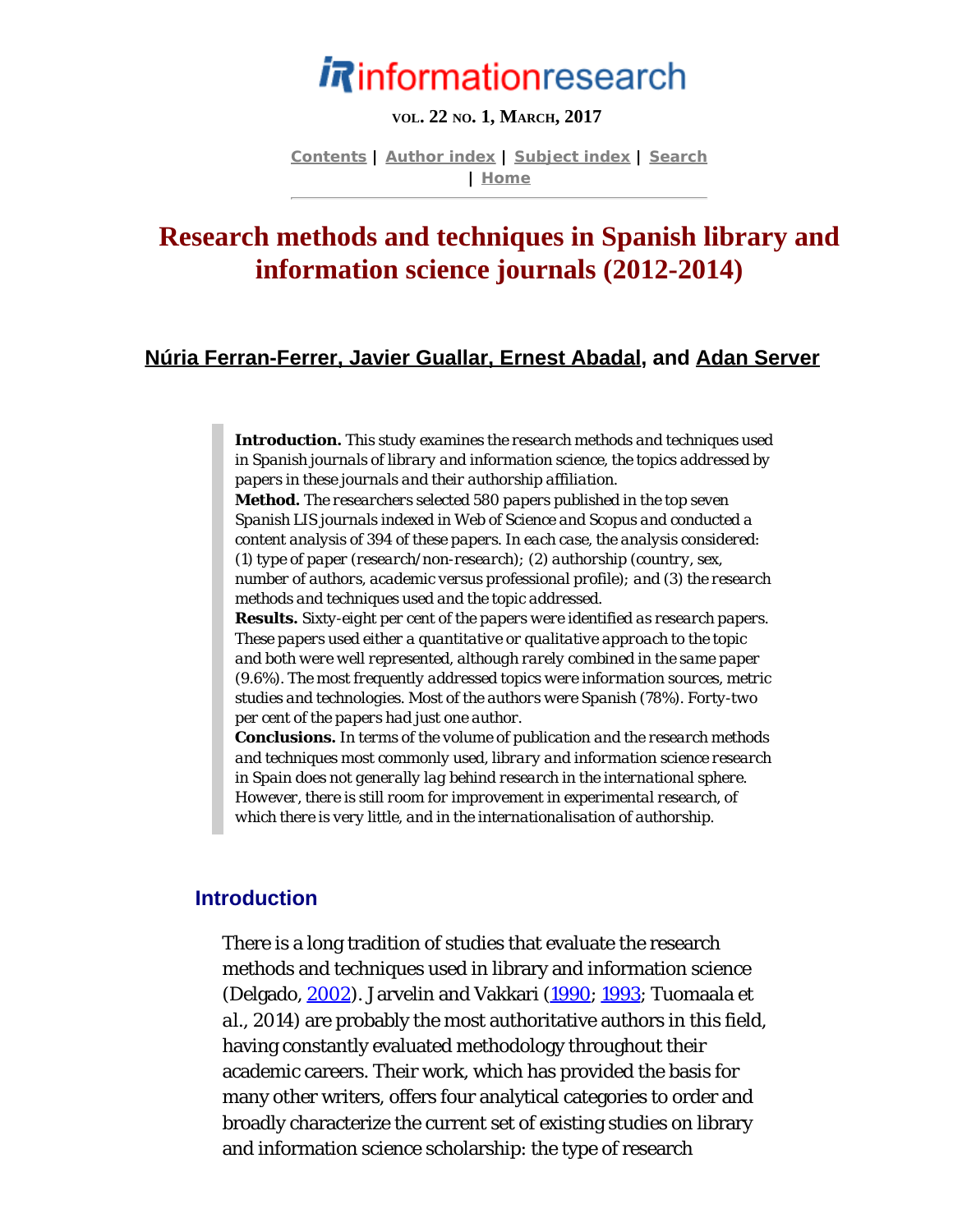# Research methods and techniques in Spanish library and information science journals (2012-2014)

## Núria Ferran-Ferrer, Javier Guallar, Ernest Abadal, and Adan Server

> **Introduction.** *This study examines the research methods and techniques used in Spanish journals of library and information science, the topics addressed by papers in these journals and their authorship affiliation.*
> **Method.** *The researchers selected 580 papers published in the top seven Spanish LIS journals indexed in Web of Science and Scopus and conducted a content analysis of 394 of these papers. In each case, the analysis considered: (1) type of paper (research/non-research); (2) authorship (country, sex, number of authors, academic versus professional profile); and (3) the research methods and techniques used and the topic addressed.*
> **Results.** *Sixty-eight per cent of the papers were identified as research papers. These papers used either a quantitative or qualitative approach to the topic and both were well represented, although rarely combined in the same paper (9.6%). The most frequently addressed topics were information sources, metric studies and technologies. Most of the authors were Spanish (78%). Forty-two per cent of the papers had just one author.*
> **Conclusions.** *In terms of the volume of publication and the research methods and techniques most commonly used, library and information science research in Spain does not generally lag behind research in the international sphere. However, there is still room for improvement in experimental research, of which there is very little, and in the internationalisation of authorship.*

## Introduction

There is a long tradition of studies that evaluate the research methods and techniques used in library and information science (Delgado, 2002). Jarvelin and Vakkari (1990; 1993; Tuomaala et al., 2014) are probably the most authoritative authors in this field, having constantly evaluated methodology throughout their academic careers. Their work, which has provided the basis for many other writers, offers four analytical categories to order and broadly characterize the current set of existing studies on library and information science scholarship: the type of research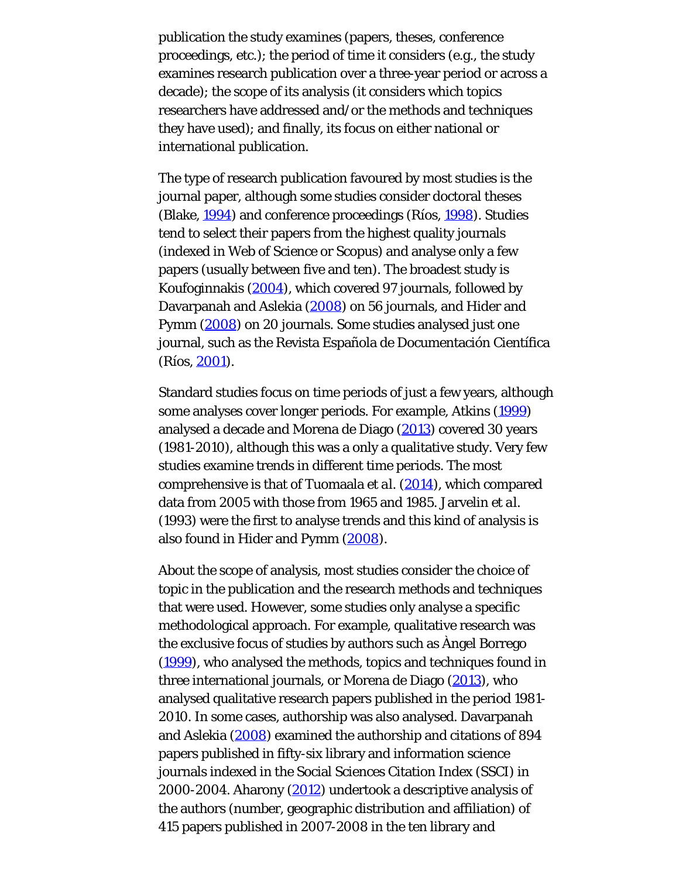publication the study examines (papers, theses, conference proceedings, etc.); the period of time it considers (e.g., the study examines research publication over a three-year period or across a decade); the scope of its analysis (it considers which topics researchers have addressed and/or the methods and techniques they have used); and finally, its focus on either national or international publication.

The type of research publication favoured by most studies is the journal paper, although some studies consider doctoral theses (Blake, 1994) and conference proceedings (Ríos, 1998). Studies tend to select their papers from the highest quality journals (indexed in Web of Science or Scopus) and analyse only a few papers (usually between five and ten). The broadest study is Koufoginnakis (2004), which covered 97 journals, followed by Davarpanah and Aslekia (2008) on 56 journals, and Hider and Pymm (2008) on 20 journals. Some studies analysed just one journal, such as the Revista Española de Documentación Científica (Ríos, 2001).

Standard studies focus on time periods of just a few years, although some analyses cover longer periods. For example, Atkins (1999) analysed a decade and Morena de Diago (2013) covered 30 years (1981-2010), although this was a only a qualitative study. Very few studies examine trends in different time periods. The most comprehensive is that of Tuomaala et al. (2014), which compared data from 2005 with those from 1965 and 1985. Jarvelin et al. (1993) were the first to analyse trends and this kind of analysis is also found in Hider and Pymm (2008).

About the scope of analysis, most studies consider the choice of topic in the publication and the research methods and techniques that were used. However, some studies only analyse a specific methodological approach. For example, qualitative research was the exclusive focus of studies by authors such as Àngel Borrego (1999), who analysed the methods, topics and techniques found in three international journals, or Morena de Diago (2013), who analysed qualitative research papers published in the period 1981-2010. In some cases, authorship was also analysed. Davarpanah and Aslekia (2008) examined the authorship and citations of 894 papers published in fifty-six library and information science journals indexed in the Social Sciences Citation Index (SSCI) in 2000-2004. Aharony (2012) undertook a descriptive analysis of the authors (number, geographic distribution and affiliation) of 415 papers published in 2007-2008 in the ten library and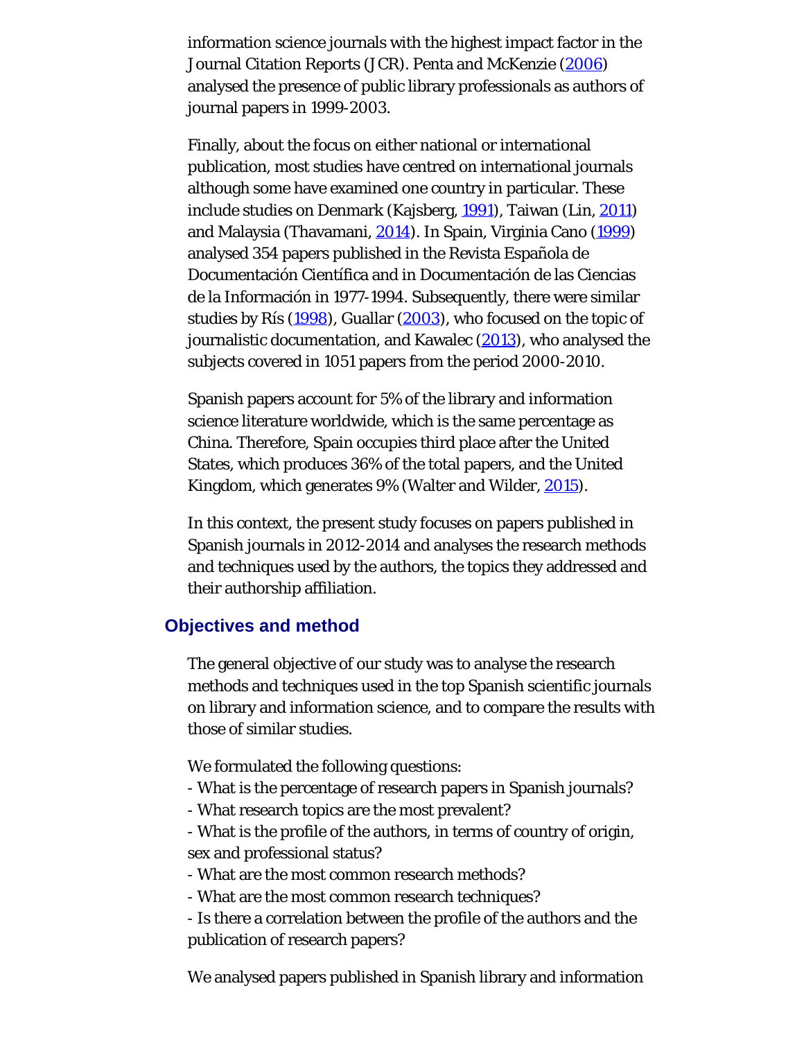information science journals with the highest impact factor in the Journal Citation Reports (JCR). Penta and McKenzie (2006) analysed the presence of public library professionals as authors of journal papers in 1999-2003.

Finally, about the focus on either national or international publication, most studies have centred on international journals although some have examined one country in particular. These include studies on Denmark (Kajsberg, 1991), Taiwan (Lin, 2011) and Malaysia (Thavamani, 2014). In Spain, Virginia Cano (1999) analysed 354 papers published in the Revista Española de Documentación Científica and in Documentación de las Ciencias de la Información in 1977-1994. Subsequently, there were similar studies by Rís (1998), Guallar (2003), who focused on the topic of journalistic documentation, and Kawalec (2013), who analysed the subjects covered in 1051 papers from the period 2000-2010.

Spanish papers account for 5% of the library and information science literature worldwide, which is the same percentage as China. Therefore, Spain occupies third place after the United States, which produces 36% of the total papers, and the United Kingdom, which generates 9% (Walter and Wilder, 2015).

In this context, the present study focuses on papers published in Spanish journals in 2012-2014 and analyses the research methods and techniques used by the authors, the topics they addressed and their authorship affiliation.

## Objectives and method

The general objective of our study was to analyse the research methods and techniques used in the top Spanish scientific journals on library and information science, and to compare the results with those of similar studies.

We formulated the following questions:

- What is the percentage of research papers in Spanish journals?
- What research topics are the most prevalent?
- What is the profile of the authors, in terms of country of origin, sex and professional status?
- What are the most common research methods?
- What are the most common research techniques?
- Is there a correlation between the profile of the authors and the publication of research papers?

We analysed papers published in Spanish library and information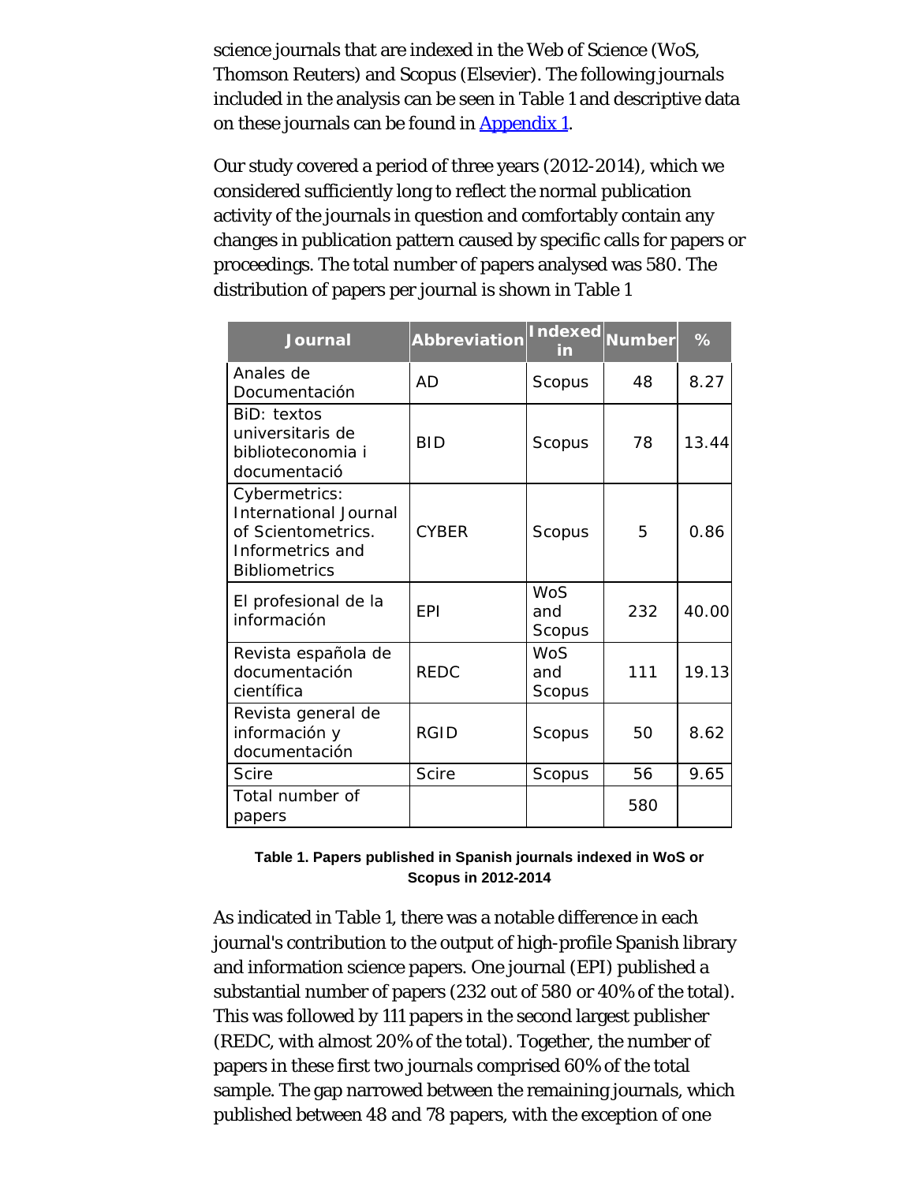science journals that are indexed in the Web of Science (WoS, Thomson Reuters) and Scopus (Elsevier). The following journals included in the analysis can be seen in Table 1 and descriptive data on these journals can be found in Appendix 1.

Our study covered a period of three years (2012-2014), which we considered sufficiently long to reflect the normal publication activity of the journals in question and comfortably contain any changes in publication pattern caused by specific calls for papers or proceedings. The total number of papers analysed was 580. The distribution of papers per journal is shown in Table 1

| Journal | Abbreviation | Indexed in | Number | % |
|---|---|---|---|---|
| Anales de Documentación | AD | Scopus | 48 | 8.27 |
| BiD: textos universitaris de biblioteconomia i documentació | BID | Scopus | 78 | 13.44 |
| Cybermetrics: International Journal of Scientometrics. Informetrics and Bibliometrics | CYBER | Scopus | 5 | 0.86 |
| El profesional de la información | EPI | WoS and Scopus | 232 | 40.00 |
| Revista española de documentación científica | REDC | WoS and Scopus | 111 | 19.13 |
| Revista general de información y documentación | RGID | Scopus | 50 | 8.62 |
| Scire | Scire | Scopus | 56 | 9.65 |
| Total number of papers | | | 580 | |

**Table 1. Papers published in Spanish journals indexed in WoS or Scopus in 2012-2014**

As indicated in Table 1, there was a notable difference in each journal's contribution to the output of high-profile Spanish library and information science papers. One journal (EPI) published a substantial number of papers (232 out of 580 or 40% of the total). This was followed by 111 papers in the second largest publisher (REDC, with almost 20% of the total). Together, the number of papers in these first two journals comprised 60% of the total sample. The gap narrowed between the remaining journals, which published between 48 and 78 papers, with the exception of one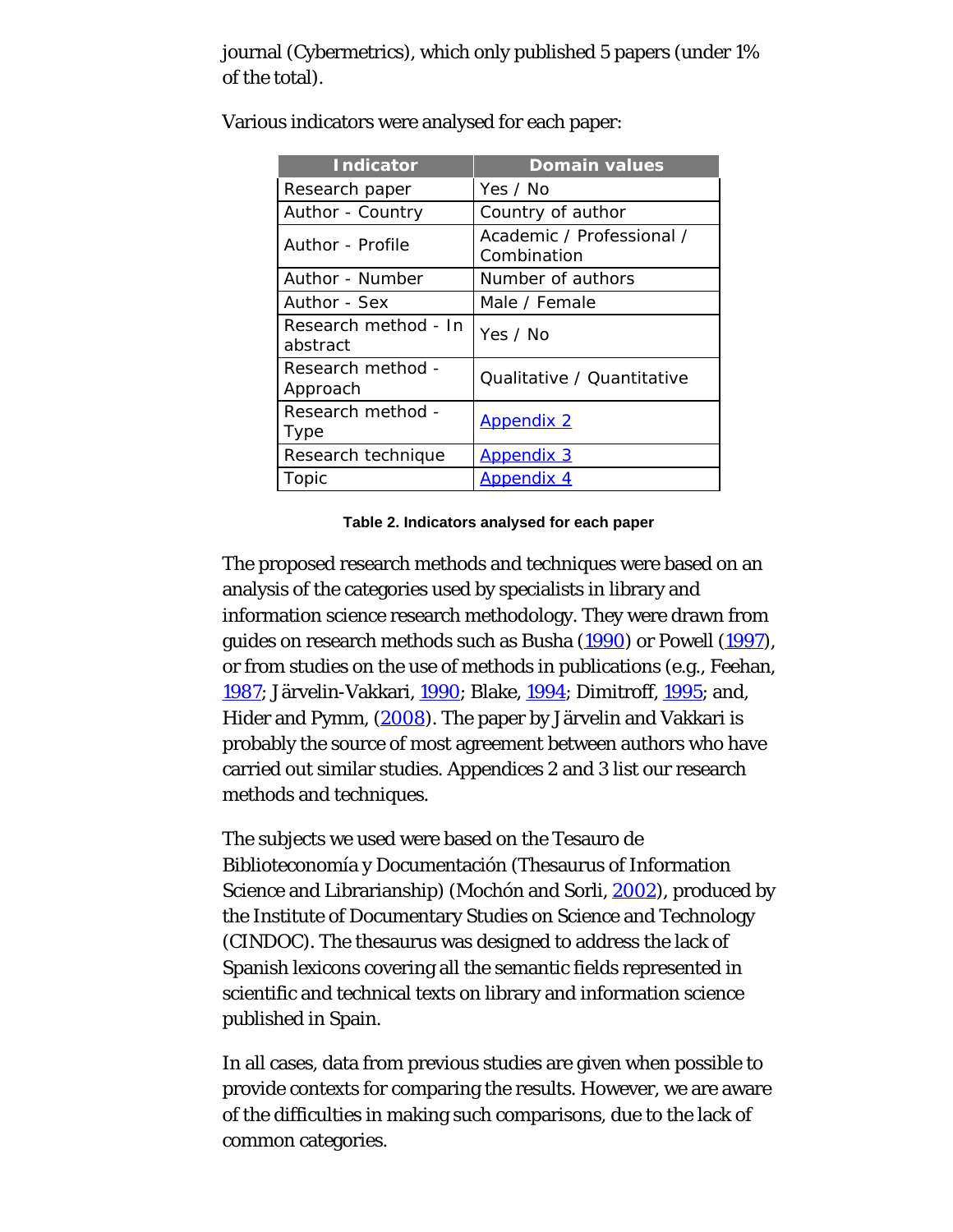journal (Cybermetrics), which only published 5 papers (under 1% of the total).

Various indicators were analysed for each paper:

| Indicator | Domain values |
|---|---|
| Research paper | Yes / No |
| Author - Country | Country of author |
| Author - Profile | Academic / Professional / Combination |
| Author - Number | Number of authors |
| Author - Sex | Male / Female |
| Research method - In abstract | Yes / No |
| Research method - Approach | Qualitative / Quantitative |
| Research method - Type | Appendix 2 |
| Research technique | Appendix 3 |
| Topic | Appendix 4 |

**Table 2. Indicators analysed for each paper**

The proposed research methods and techniques were based on an analysis of the categories used by specialists in library and information science research methodology. They were drawn from guides on research methods such as Busha (1990) or Powell (1997), or from studies on the use of methods in publications (e.g., Feehan, 1987; Järvelin-Vakkari, 1990; Blake, 1994; Dimitroff, 1995; and, Hider and Pymm, (2008). The paper by Järvelin and Vakkari is probably the source of most agreement between authors who have carried out similar studies. Appendices 2 and 3 list our research methods and techniques.

The subjects we used were based on the Tesauro de Biblioteconomía y Documentación (Thesaurus of Information Science and Librarianship) (Mochón and Sorli, 2002), produced by the Institute of Documentary Studies on Science and Technology (CINDOC). The thesaurus was designed to address the lack of Spanish lexicons covering all the semantic fields represented in scientific and technical texts on library and information science published in Spain.

In all cases, data from previous studies are given when possible to provide contexts for comparing the results. However, we are aware of the difficulties in making such comparisons, due to the lack of common categories.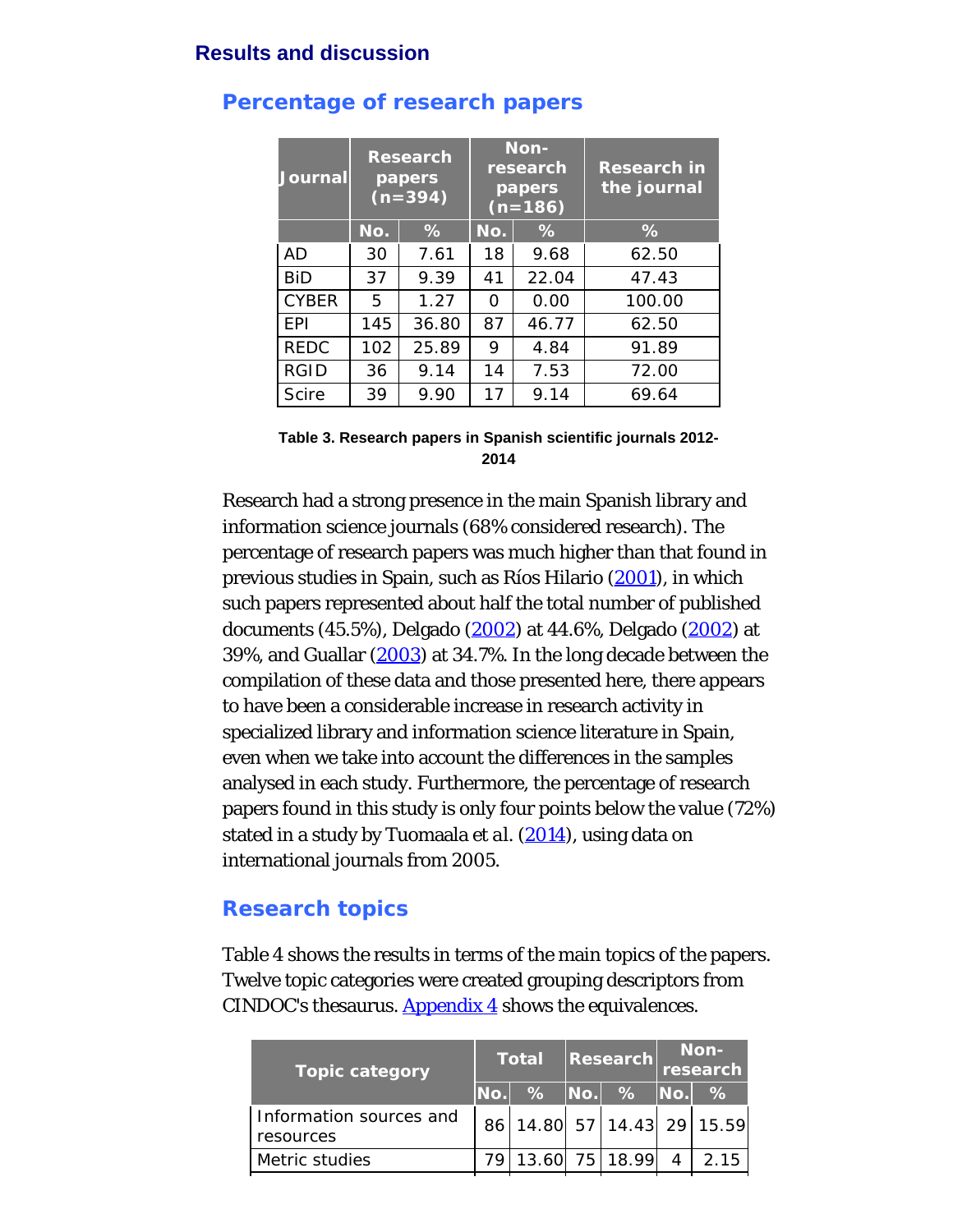## Results and discussion

### Percentage of research papers

| Journal | Research papers (n=394) | | Non-research papers (n=186) | | Research in the journal |
|---|---|---|---|---|---|
| | No. | % | No. | % | % |
| AD | 30 | 7.61 | 18 | 9.68 | 62.50 |
| BiD | 37 | 9.39 | 41 | 22.04 | 47.43 |
| CYBER | 5 | 1.27 | 0 | 0.00 | 100.00 |
| EPI | 145 | 36.80 | 87 | 46.77 | 62.50 |
| REDC | 102 | 25.89 | 9 | 4.84 | 91.89 |
| RGID | 36 | 9.14 | 14 | 7.53 | 72.00 |
| Scire | 39 | 9.90 | 17 | 9.14 | 69.64 |

**Table 3. Research papers in Spanish scientific journals 2012-2014**

Research had a strong presence in the main Spanish library and information science journals (68% considered research). The percentage of research papers was much higher than that found in previous studies in Spain, such as Ríos Hilario (2001), in which such papers represented about half the total number of published documents (45.5%), Delgado (2002) at 44.6%, Delgado (2002) at 39%, and Guallar (2003) at 34.7%. In the long decade between the compilation of these data and those presented here, there appears to have been a considerable increase in research activity in specialized library and information science literature in Spain, even when we take into account the differences in the samples analysed in each study. Furthermore, the percentage of research papers found in this study is only four points below the value (72%) stated in a study by Tuomaala et al. (2014), using data on international journals from 2005.

### Research topics

Table 4 shows the results in terms of the main topics of the papers. Twelve topic categories were created grouping descriptors from CINDOC's thesaurus. Appendix 4 shows the equivalences.

| Topic category | Total | | Research | | Non-research | |
|---|---|---|---|---|---|---|
| | No. | % | No. | % | No. | % |
| Information sources and resources | 86 | 14.80 | 57 | 14.43 | 29 | 15.59 |
| Metric studies | 79 | 13.60 | 75 | 18.99 | 4 | 2.15 |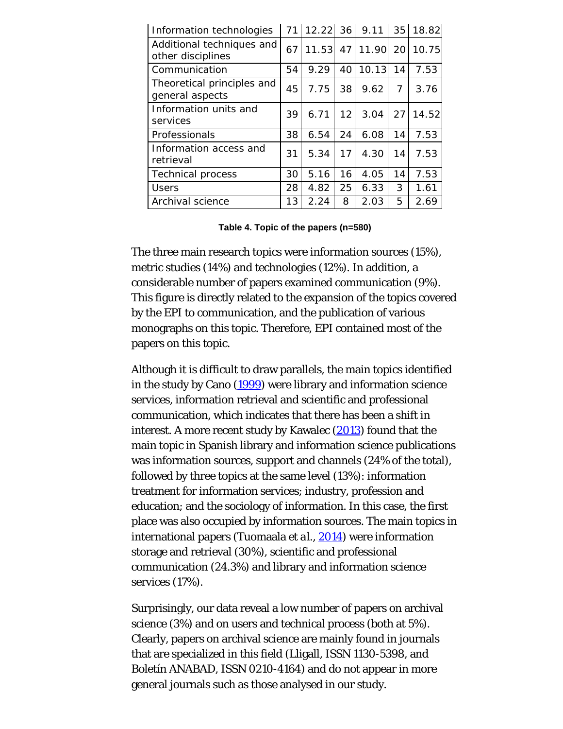| Information technologies | 71 | 12.22 | 36 | 9.11 | 35 | 18.82 |
|---|---|---|---|---|---|---|
| Additional techniques and other disciplines | 67 | 11.53 | 47 | 11.90 | 20 | 10.75 |
| Communication | 54 | 9.29 | 40 | 10.13 | 14 | 7.53 |
| Theoretical principles and general aspects | 45 | 7.75 | 38 | 9.62 | 7 | 3.76 |
| Information units and services | 39 | 6.71 | 12 | 3.04 | 27 | 14.52 |
| Professionals | 38 | 6.54 | 24 | 6.08 | 14 | 7.53 |
| Information access and retrieval | 31 | 5.34 | 17 | 4.30 | 14 | 7.53 |
| Technical process | 30 | 5.16 | 16 | 4.05 | 14 | 7.53 |
| Users | 28 | 4.82 | 25 | 6.33 | 3 | 1.61 |
| Archival science | 13 | 2.24 | 8 | 2.03 | 5 | 2.69 |

**Table 4. Topic of the papers (n=580)**

The three main research topics were information sources (15%), metric studies (14%) and technologies (12%). In addition, a considerable number of papers examined communication (9%). This figure is directly related to the expansion of the topics covered by the EPI to communication, and the publication of various monographs on this topic. Therefore, EPI contained most of the papers on this topic.

Although it is difficult to draw parallels, the main topics identified in the study by Cano (1999) were library and information science services, information retrieval and scientific and professional communication, which indicates that there has been a shift in interest. A more recent study by Kawalec (2013) found that the main topic in Spanish library and information science publications was information sources, support and channels (24% of the total), followed by three topics at the same level (13%): information treatment for information services; industry, profession and education; and the sociology of information. In this case, the first place was also occupied by information sources. The main topics in international papers (Tuomaala *et al.*, 2014) were information storage and retrieval (30%), scientific and professional communication (24.3%) and library and information science services (17%).

Surprisingly, our data reveal a low number of papers on archival science (3%) and on users and technical process (both at 5%). Clearly, papers on archival science are mainly found in journals that are specialized in this field (Lligall, ISSN 1130-5398, and Boletín ANABAD, ISSN 0210-4164) and do not appear in more general journals such as those analysed in our study.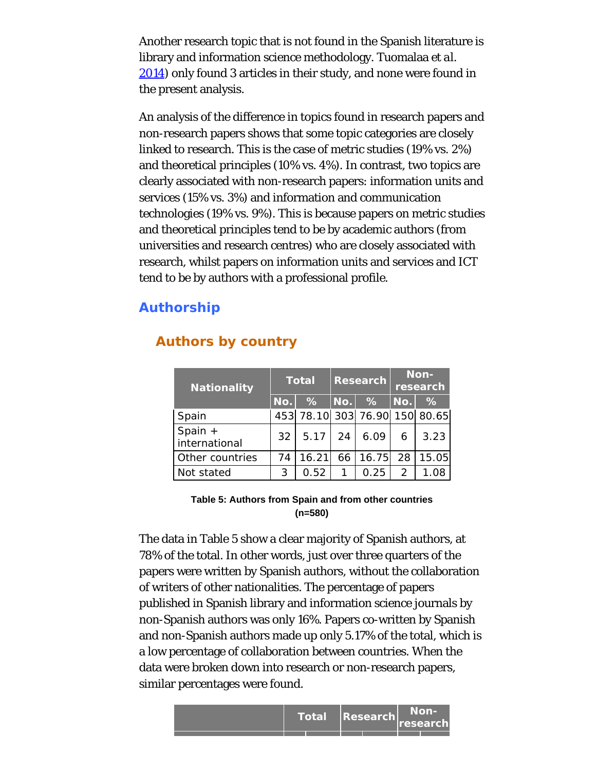Another research topic that is not found in the Spanish literature is library and information science methodology. Tuomalaa et al. 2014) only found 3 articles in their study, and none were found in the present analysis.

An analysis of the difference in topics found in research papers and non-research papers shows that some topic categories are closely linked to research. This is the case of metric studies (19% vs. 2%) and theoretical principles (10% vs. 4%). In contrast, two topics are clearly associated with non-research papers: information units and services (15% vs. 3%) and information and communication technologies (19% vs. 9%). This is because papers on metric studies and theoretical principles tend to be by academic authors (from universities and research centres) who are closely associated with research, whilst papers on information units and services and ICT tend to be by authors with a professional profile.

## Authorship

### Authors by country

| Nationality | Total | | Research | | Non-research | |
|---|---|---|---|---|---|---|
| | No. | % | No. | % | No. | % |
| Spain | 453 | 78.10 | 303 | 76.90 | 150 | 80.65 |
| Spain + international | 32 | 5.17 | 24 | 6.09 | 6 | 3.23 |
| Other countries | 74 | 16.21 | 66 | 16.75 | 28 | 15.05 |
| Not stated | 3 | 0.52 | 1 | 0.25 | 2 | 1.08 |

**Table 5: Authors from Spain and from other countries (n=580)**

The data in Table 5 show a clear majority of Spanish authors, at 78% of the total. In other words, just over three quarters of the papers were written by Spanish authors, without the collaboration of writers of other nationalities. The percentage of papers published in Spanish library and information science journals by non-Spanish authors was only 16%. Papers co-written by Spanish and non-Spanish authors made up only 5.17% of the total, which is a low percentage of collaboration between countries. When the data were broken down into research or non-research papers, similar percentages were found.

| | Total | | Research | | Non-research | |
|---|---|---|---|---|---|---|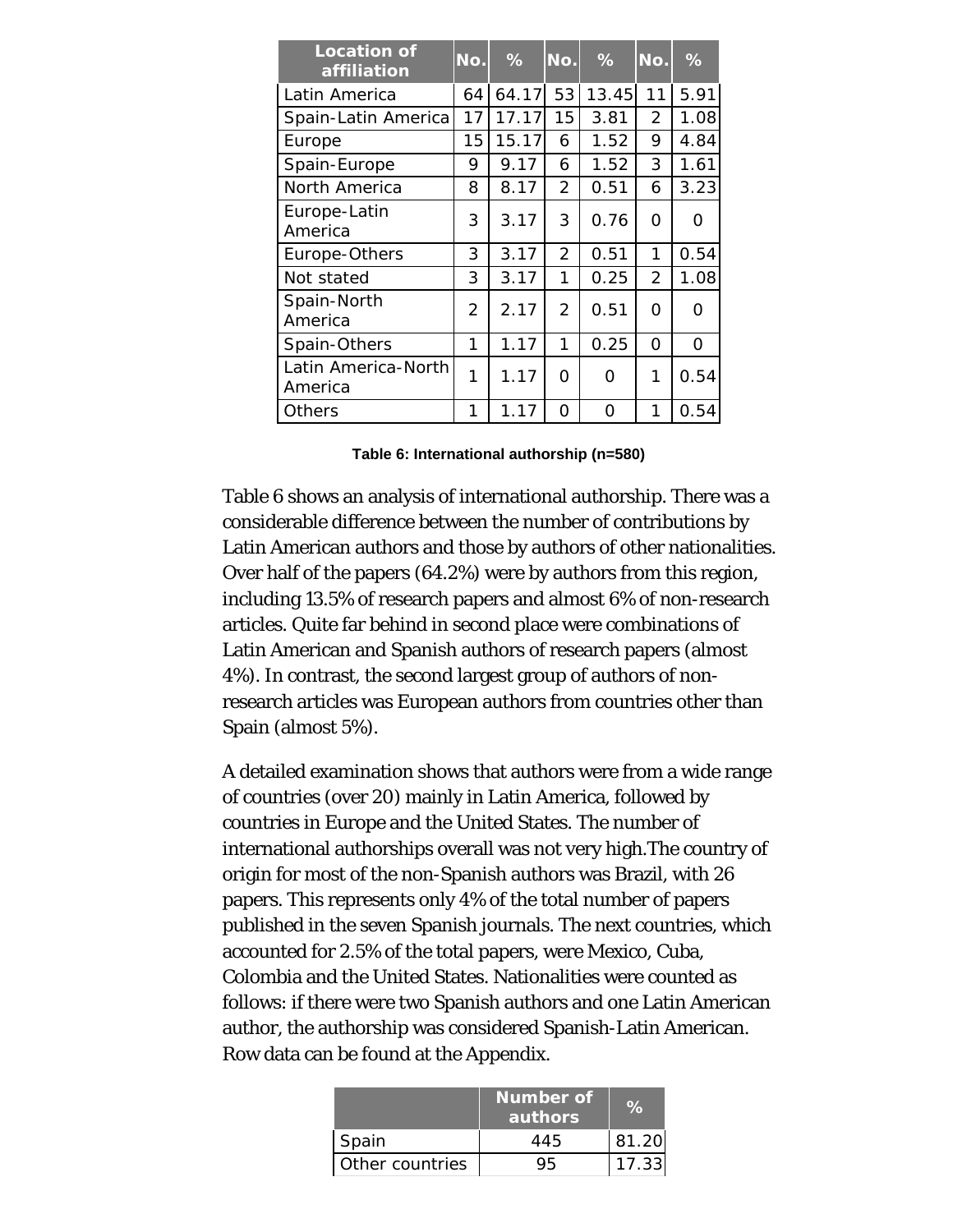| Location of affiliation | No. | % | No. | % | No. | % |
|---|---|---|---|---|---|---|
| Latin America | 64 | 64.17 | 53 | 13.45 | 11 | 5.91 |
| Spain-Latin America | 17 | 17.17 | 15 | 3.81 | 2 | 1.08 |
| Europe | 15 | 15.17 | 6 | 1.52 | 9 | 4.84 |
| Spain-Europe | 9 | 9.17 | 6 | 1.52 | 3 | 1.61 |
| North America | 8 | 8.17 | 2 | 0.51 | 6 | 3.23 |
| Europe-Latin America | 3 | 3.17 | 3 | 0.76 | 0 | 0 |
| Europe-Others | 3 | 3.17 | 2 | 0.51 | 1 | 0.54 |
| Not stated | 3 | 3.17 | 1 | 0.25 | 2 | 1.08 |
| Spain-North America | 2 | 2.17 | 2 | 0.51 | 0 | 0 |
| Spain-Others | 1 | 1.17 | 1 | 0.25 | 0 | 0 |
| Latin America-North America | 1 | 1.17 | 0 | 0 | 1 | 0.54 |
| Others | 1 | 1.17 | 0 | 0 | 1 | 0.54 |

**Table 6: International authorship (n=580)**

Table 6 shows an analysis of international authorship. There was a considerable difference between the number of contributions by Latin American authors and those by authors of other nationalities. Over half of the papers (64.2%) were by authors from this region, including 13.5% of research papers and almost 6% of non-research articles. Quite far behind in second place were combinations of Latin American and Spanish authors of research papers (almost 4%). In contrast, the second largest group of authors of non-research articles was European authors from countries other than Spain (almost 5%).

A detailed examination shows that authors were from a wide range of countries (over 20) mainly in Latin America, followed by countries in Europe and the United States. The number of international authorships overall was not very high.The country of origin for most of the non-Spanish authors was Brazil, with 26 papers. This represents only 4% of the total number of papers published in the seven Spanish journals. The next countries, which accounted for 2.5% of the total papers, were Mexico, Cuba, Colombia and the United States. Nationalities were counted as follows: if there were two Spanish authors and one Latin American author, the authorship was considered Spanish-Latin American. Row data can be found at the Appendix.

| | Number of authors | % |
|---|---|---|
| Spain | 445 | 81.20 |
| Other countries | 95 | 17.33 |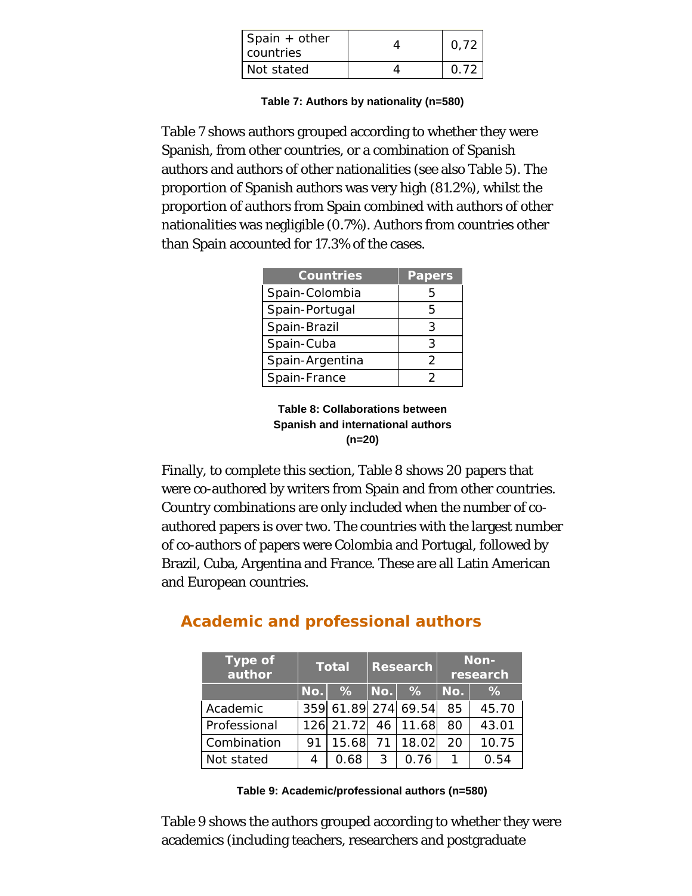| Spain + other countries | 4 | 0,72 |
| --- | --- | --- |
| Not stated | 4 | 0.72 |

**Table 7: Authors by nationality (n=580)**

Table 7 shows authors grouped according to whether they were Spanish, from other countries, or a combination of Spanish authors and authors of other nationalities (see also Table 5). The proportion of Spanish authors was very high (81.2%), whilst the proportion of authors from Spain combined with authors of other nationalities was negligible (0.7%). Authors from countries other than Spain accounted for 17.3% of the cases.

| Countries | Papers |
| --- | --- |
| Spain-Colombia | 5 |
| Spain-Portugal | 5 |
| Spain-Brazil | 3 |
| Spain-Cuba | 3 |
| Spain-Argentina | 2 |
| Spain-France | 2 |

**Table 8: Collaborations between Spanish and international authors (n=20)**

Finally, to complete this section, Table 8 shows 20 papers that were co-authored by writers from Spain and from other countries. Country combinations are only included when the number of co-authored papers is over two. The countries with the largest number of co-authors of papers were Colombia and Portugal, followed by Brazil, Cuba, Argentina and France. These are all Latin American and European countries.

## Academic and professional authors

| Type of author | Total | | Research | | Non-research | |
| --- | --- | --- | --- | --- | --- | --- |
| | No. | % | No. | % | No. | % |
| Academic | 359 | 61.89 | 274 | 69.54 | 85 | 45.70 |
| Professional | 126 | 21.72 | 46 | 11.68 | 80 | 43.01 |
| Combination | 91 | 15.68 | 71 | 18.02 | 20 | 10.75 |
| Not stated | 4 | 0.68 | 3 | 0.76 | 1 | 0.54 |

**Table 9: Academic/professional authors (n=580)**

Table 9 shows the authors grouped according to whether they were academics (including teachers, researchers and postgraduate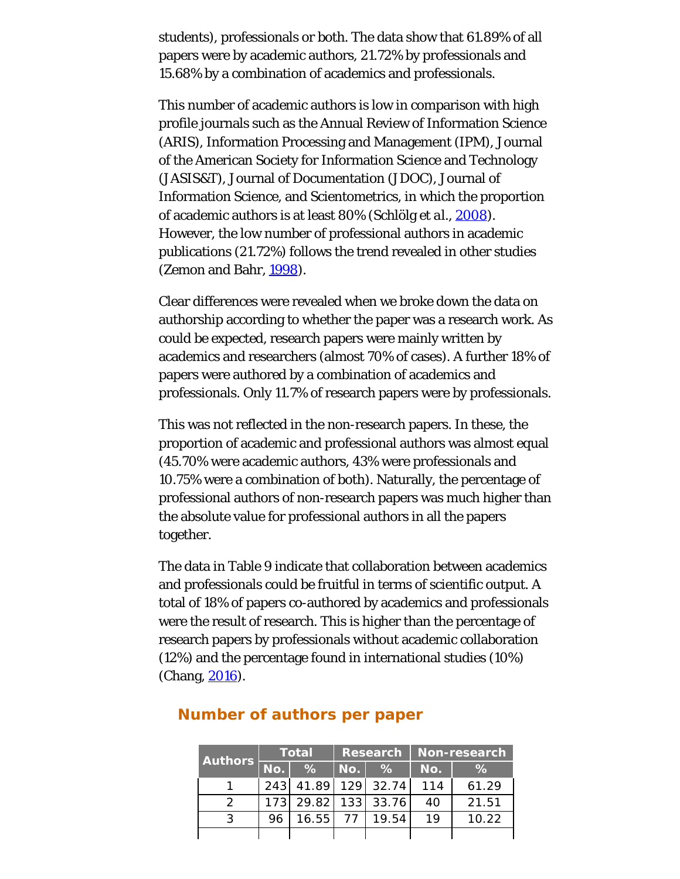students), professionals or both. The data show that 61.89% of all papers were by academic authors, 21.72% by professionals and 15.68% by a combination of academics and professionals.

This number of academic authors is low in comparison with high profile journals such as the Annual Review of Information Science (ARIS), Information Processing and Management (IPM), Journal of the American Society for Information Science and Technology (JASIS&T), Journal of Documentation (JDOC), Journal of Information Science, and Scientometrics, in which the proportion of academic authors is at least 80% (Schlölg *et al.*, 2008). However, the low number of professional authors in academic publications (21.72%) follows the trend revealed in other studies (Zemon and Bahr, 1998).

Clear differences were revealed when we broke down the data on authorship according to whether the paper was a research work. As could be expected, research papers were mainly written by academics and researchers (almost 70% of cases). A further 18% of papers were authored by a combination of academics and professionals. Only 11.7% of research papers were by professionals.

This was not reflected in the non-research papers. In these, the proportion of academic and professional authors was almost equal (45.70% were academic authors, 43% were professionals and 10.75% were a combination of both). Naturally, the percentage of professional authors of non-research papers was much higher than the absolute value for professional authors in all the papers together.

The data in Table 9 indicate that collaboration between academics and professionals could be fruitful in terms of scientific output. A total of 18% of papers co-authored by academics and professionals were the result of research. This is higher than the percentage of research papers by professionals without academic collaboration (12%) and the percentage found in international studies (10%) (Chang, 2016).

## Number of authors per paper

| Authors | Total | | Research | | Non-research | |
|---|---|---|---|---|---|---|
| | No. | % | No. | % | No. | % |
| 1 | 243 | 41.89 | 129 | 32.74 | 114 | 61.29 |
| 2 | 173 | 29.82 | 133 | 33.76 | 40 | 21.51 |
| 3 | 96 | 16.55 | 77 | 19.54 | 19 | 10.22 |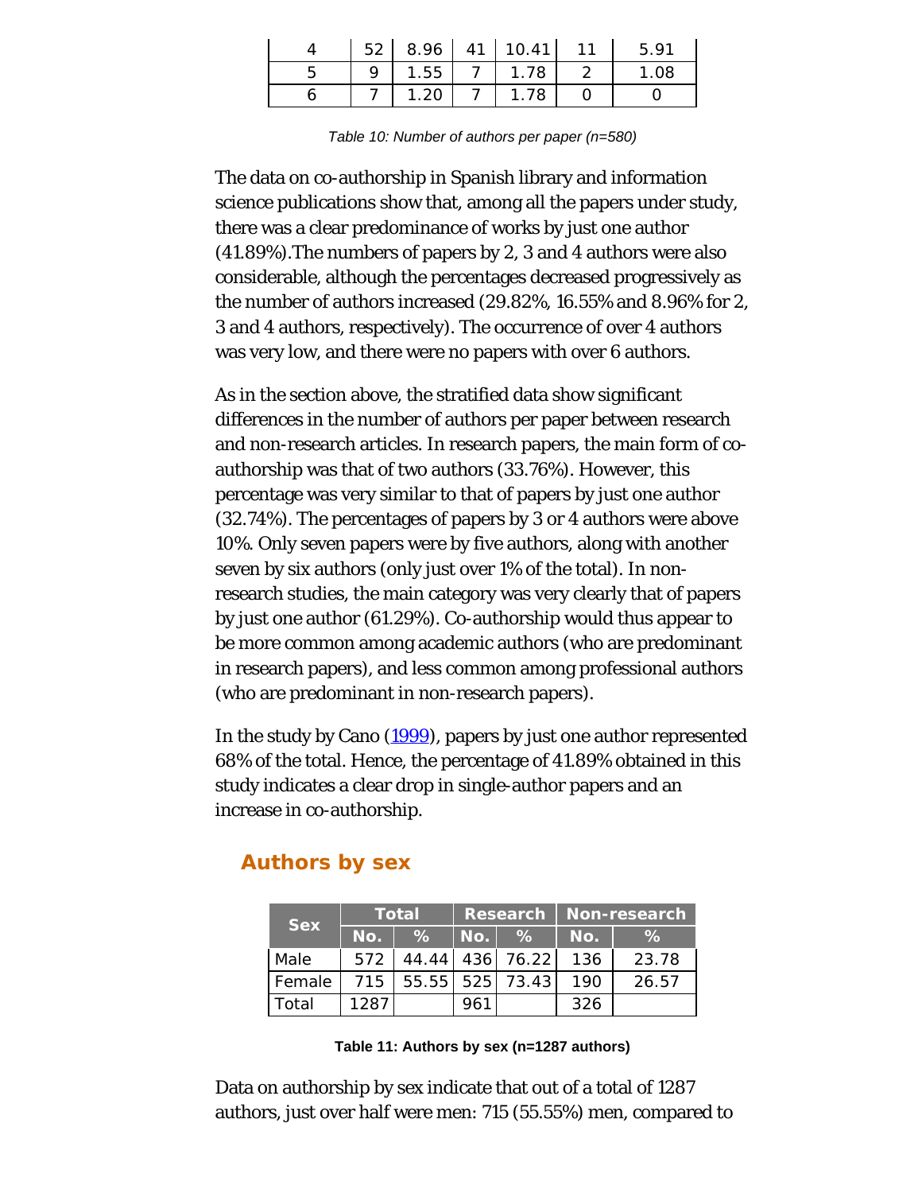| 4 | 52 | 8.96 | 41 | 10.41 | 11 | 5.91 |
|---|---|---|---|---|---|---|
| 5 | 9 | 1.55 | 7 | 1.78 | 2 | 1.08 |
| 6 | 7 | 1.20 | 7 | 1.78 | 0 | 0 |

*Table 10: Number of authors per paper (n=580)*

The data on co-authorship in Spanish library and information science publications show that, among all the papers under study, there was a clear predominance of works by just one author (41.89%).The numbers of papers by 2, 3 and 4 authors were also considerable, although the percentages decreased progressively as the number of authors increased (29.82%, 16.55% and 8.96% for 2, 3 and 4 authors, respectively). The occurrence of over 4 authors was very low, and there were no papers with over 6 authors.

As in the section above, the stratified data show significant differences in the number of authors per paper between research and non-research articles. In research papers, the main form of co-authorship was that of two authors (33.76%). However, this percentage was very similar to that of papers by just one author (32.74%). The percentages of papers by 3 or 4 authors were above 10%. Only seven papers were by five authors, along with another seven by six authors (only just over 1% of the total). In non-research studies, the main category was very clearly that of papers by just one author (61.29%). Co-authorship would thus appear to be more common among academic authors (who are predominant in research papers), and less common among professional authors (who are predominant in non-research papers).

In the study by Cano (1999), papers by just one author represented 68% of the total. Hence, the percentage of 41.89% obtained in this study indicates a clear drop in single-author papers and an increase in co-authorship.

## Authors by sex

| Sex | Total | | Research | | Non-research | |
|---|---|---|---|---|---|---|
| | No. | % | No. | % | No. | % |
| Male | 572 | 44.44 | 436 | 76.22 | 136 | 23.78 |
| Female | 715 | 55.55 | 525 | 73.43 | 190 | 26.57 |
| Total | 1287 | | 961 | | 326 | |

**Table 11: Authors by sex (n=1287 authors)**

Data on authorship by sex indicate that out of a total of 1287 authors, just over half were men: 715 (55.55%) men, compared to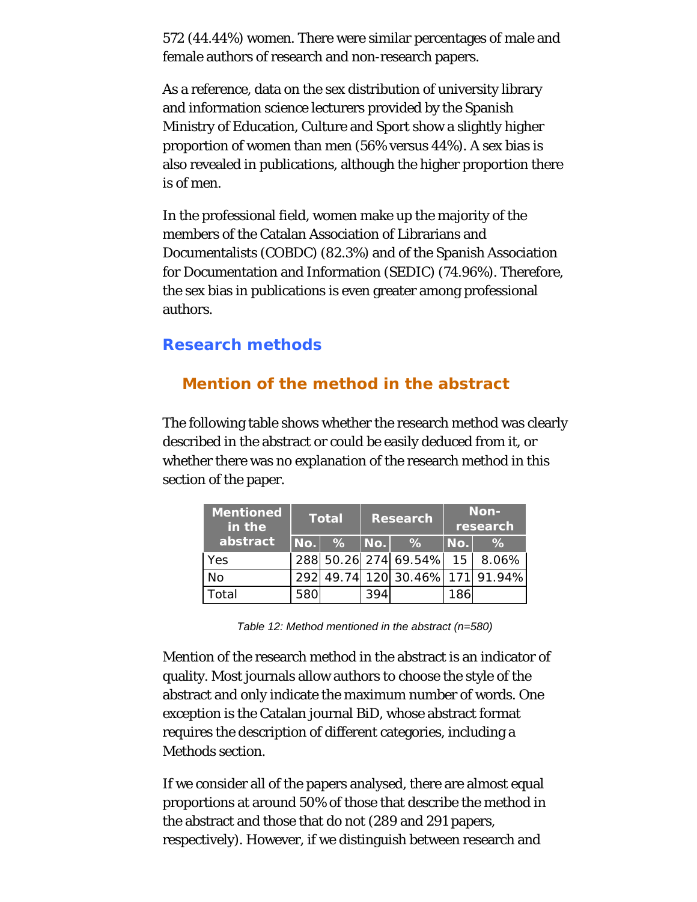572 (44.44%) women. There were similar percentages of male and female authors of research and non-research papers.

As a reference, data on the sex distribution of university library and information science lecturers provided by the Spanish Ministry of Education, Culture and Sport show a slightly higher proportion of women than men (56% versus 44%). A sex bias is also revealed in publications, although the higher proportion there is of men.

In the professional field, women make up the majority of the members of the Catalan Association of Librarians and Documentalists (COBDC) (82.3%) and of the Spanish Association for Documentation and Information (SEDIC) (74.96%). Therefore, the sex bias in publications is even greater among professional authors.

## Research methods

### Mention of the method in the abstract

The following table shows whether the research method was clearly described in the abstract or could be easily deduced from it, or whether there was no explanation of the research method in this section of the paper.

| Mentioned in the abstract | Total | | Research | | Non-research | |
|---|---|---|---|---|---|---|
| | No. | % | No. | % | No. | % |
| Yes | 288 | 50.26 | 274 | 69.54% | 15 | 8.06% |
| No | 292 | 49.74 | 120 | 30.46% | 171 | 91.94% |
| Total | 580 | | 394 | | 186 | |

*Table 12: Method mentioned in the abstract (n=580)*

Mention of the research method in the abstract is an indicator of quality. Most journals allow authors to choose the style of the abstract and only indicate the maximum number of words. One exception is the Catalan journal BiD, whose abstract format requires the description of different categories, including a Methods section.

If we consider all of the papers analysed, there are almost equal proportions at around 50% of those that describe the method in the abstract and those that do not (289 and 291 papers, respectively). However, if we distinguish between research and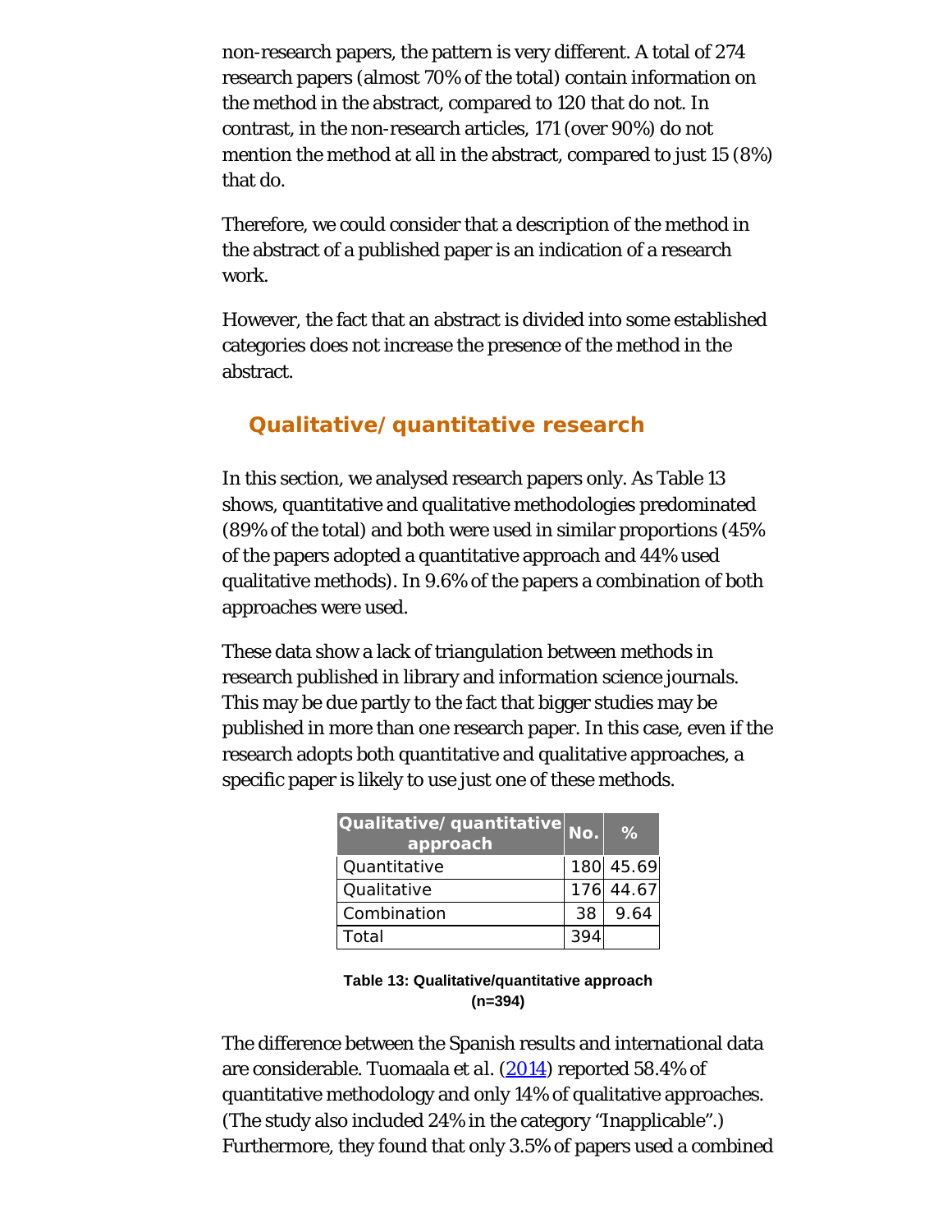non-research papers, the pattern is very different. A total of 274 research papers (almost 70% of the total) contain information on the method in the abstract, compared to 120 that do not. In contrast, in the non-research articles, 171 (over 90%) do not mention the method at all in the abstract, compared to just 15 (8%) that do.

Therefore, we could consider that a description of the method in the abstract of a published paper is an indication of a research work.

However, the fact that an abstract is divided into some established categories does not increase the presence of the method in the abstract.

## Qualitative/quantitative research

In this section, we analysed research papers only. As Table 13 shows, quantitative and qualitative methodologies predominated (89% of the total) and both were used in similar proportions (45% of the papers adopted a quantitative approach and 44% used qualitative methods). In 9.6% of the papers a combination of both approaches were used.

These data show a lack of triangulation between methods in research published in library and information science journals. This may be due partly to the fact that bigger studies may be published in more than one research paper. In this case, even if the research adopts both quantitative and qualitative approaches, a specific paper is likely to use just one of these methods.

| Qualitative/quantitative approach | No. | % |
| --- | --- | --- |
| Quantitative | 180 | 45.69 |
| Qualitative | 176 | 44.67 |
| Combination | 38 | 9.64 |
| Total | 394 | |

**Table 13: Qualitative/quantitative approach (n=394)**

The difference between the Spanish results and international data are considerable. Tuomaala et al. (2014) reported 58.4% of quantitative methodology and only 14% of qualitative approaches. (The study also included 24% in the category "Inapplicable".) Furthermore, they found that only 3.5% of papers used a combined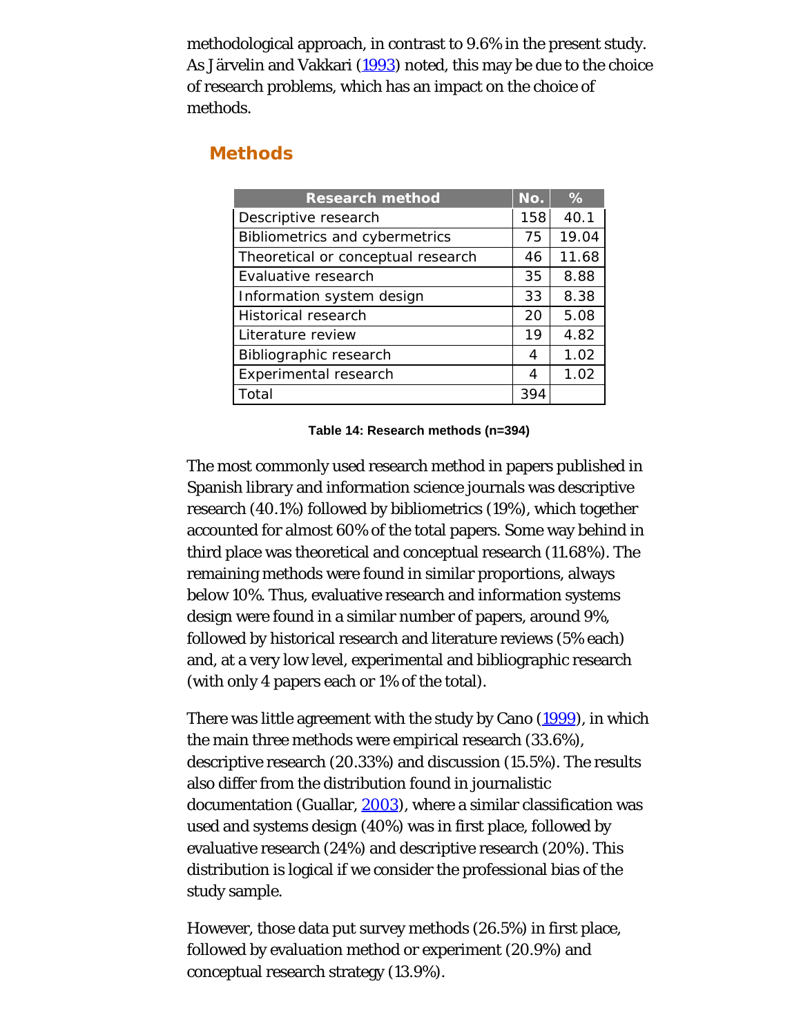methodological approach, in contrast to 9.6% in the present study. As Järvelin and Vakkari (1993) noted, this may be due to the choice of research problems, which has an impact on the choice of methods.

## Methods

| Research method | No. | % |
|---|---|---|
| Descriptive research | 158 | 40.1 |
| Bibliometrics and cybermetrics | 75 | 19.04 |
| Theoretical or conceptual research | 46 | 11.68 |
| Evaluative research | 35 | 8.88 |
| Information system design | 33 | 8.38 |
| Historical research | 20 | 5.08 |
| Literature review | 19 | 4.82 |
| Bibliographic research | 4 | 1.02 |
| Experimental research | 4 | 1.02 |
| Total | 394 | |

**Table 14: Research methods (n=394)**

The most commonly used research method in papers published in Spanish library and information science journals was descriptive research (40.1%) followed by bibliometrics (19%), which together accounted for almost 60% of the total papers. Some way behind in third place was theoretical and conceptual research (11.68%). The remaining methods were found in similar proportions, always below 10%. Thus, evaluative research and information systems design were found in a similar number of papers, around 9%, followed by historical research and literature reviews (5% each) and, at a very low level, experimental and bibliographic research (with only 4 papers each or 1% of the total).

There was little agreement with the study by Cano (1999), in which the main three methods were empirical research (33.6%), descriptive research (20.33%) and discussion (15.5%). The results also differ from the distribution found in journalistic documentation (Guallar, 2003), where a similar classification was used and systems design (40%) was in first place, followed by evaluative research (24%) and descriptive research (20%). This distribution is logical if we consider the professional bias of the study sample.

However, those data put survey methods (26.5%) in first place, followed by evaluation method or experiment (20.9%) and conceptual research strategy (13.9%).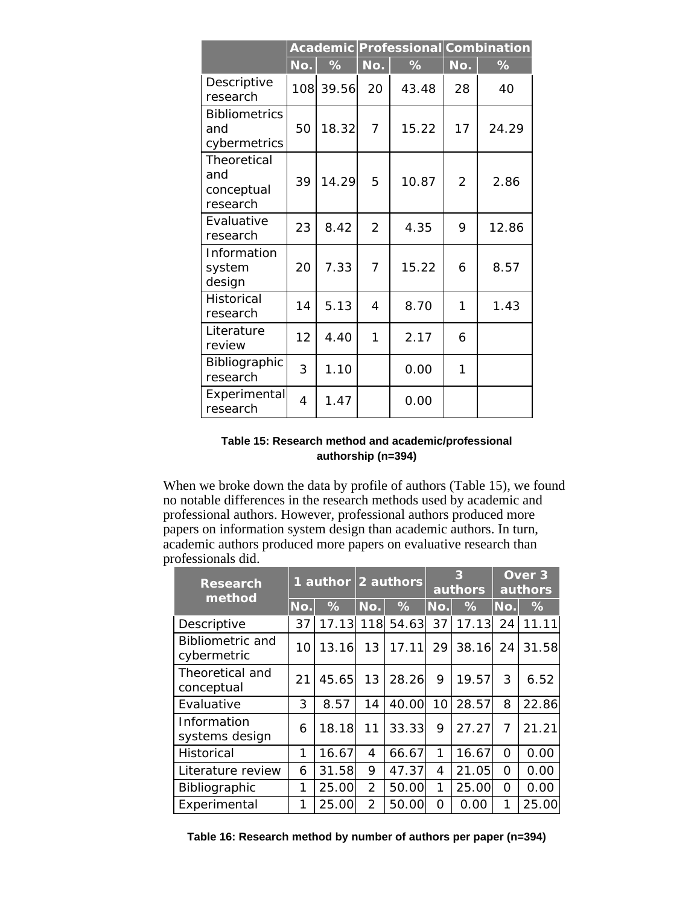| | Academic | | Professional | | Combination | |
|---|---|---|---|---|---|---|
| | No. | % | No. | % | No. | % |
| Descriptive research | 108 | 39.56 | 20 | 43.48 | 28 | 40 |
| Bibliometrics and cybermetrics | 50 | 18.32 | 7 | 15.22 | 17 | 24.29 |
| Theoretical and conceptual research | 39 | 14.29 | 5 | 10.87 | 2 | 2.86 |
| Evaluative research | 23 | 8.42 | 2 | 4.35 | 9 | 12.86 |
| Information system design | 20 | 7.33 | 7 | 15.22 | 6 | 8.57 |
| Historical research | 14 | 5.13 | 4 | 8.70 | 1 | 1.43 |
| Literature review | 12 | 4.40 | 1 | 2.17 | 6 | |
| Bibliographic research | 3 | 1.10 | | 0.00 | 1 | |
| Experimental research | 4 | 1.47 | | 0.00 | | |

**Table 15: Research method and academic/professional authorship (n=394)**

When we broke down the data by profile of authors (Table 15), we found no notable differences in the research methods used by academic and professional authors. However, professional authors produced more papers on information system design than academic authors. In turn, academic authors produced more papers on evaluative research than professionals did.

| Research method | 1 author | | 2 authors | | 3 authors | | Over 3 authors | |
|---|---|---|---|---|---|---|---|---|
| | No. | % | No. | % | No. | % | No. | % |
| Descriptive | 37 | 17.13 | 118 | 54.63 | 37 | 17.13 | 24 | 11.11 |
| Bibliometric and cybermetric | 10 | 13.16 | 13 | 17.11 | 29 | 38.16 | 24 | 31.58 |
| Theoretical and conceptual | 21 | 45.65 | 13 | 28.26 | 9 | 19.57 | 3 | 6.52 |
| Evaluative | 3 | 8.57 | 14 | 40.00 | 10 | 28.57 | 8 | 22.86 |
| Information systems design | 6 | 18.18 | 11 | 33.33 | 9 | 27.27 | 7 | 21.21 |
| Historical | 1 | 16.67 | 4 | 66.67 | 1 | 16.67 | 0 | 0.00 |
| Literature review | 6 | 31.58 | 9 | 47.37 | 4 | 21.05 | 0 | 0.00 |
| Bibliographic | 1 | 25.00 | 2 | 50.00 | 1 | 25.00 | 0 | 0.00 |
| Experimental | 1 | 25.00 | 2 | 50.00 | 0 | 0.00 | 1 | 25.00 |

**Table 16: Research method by number of authors per paper (n=394)**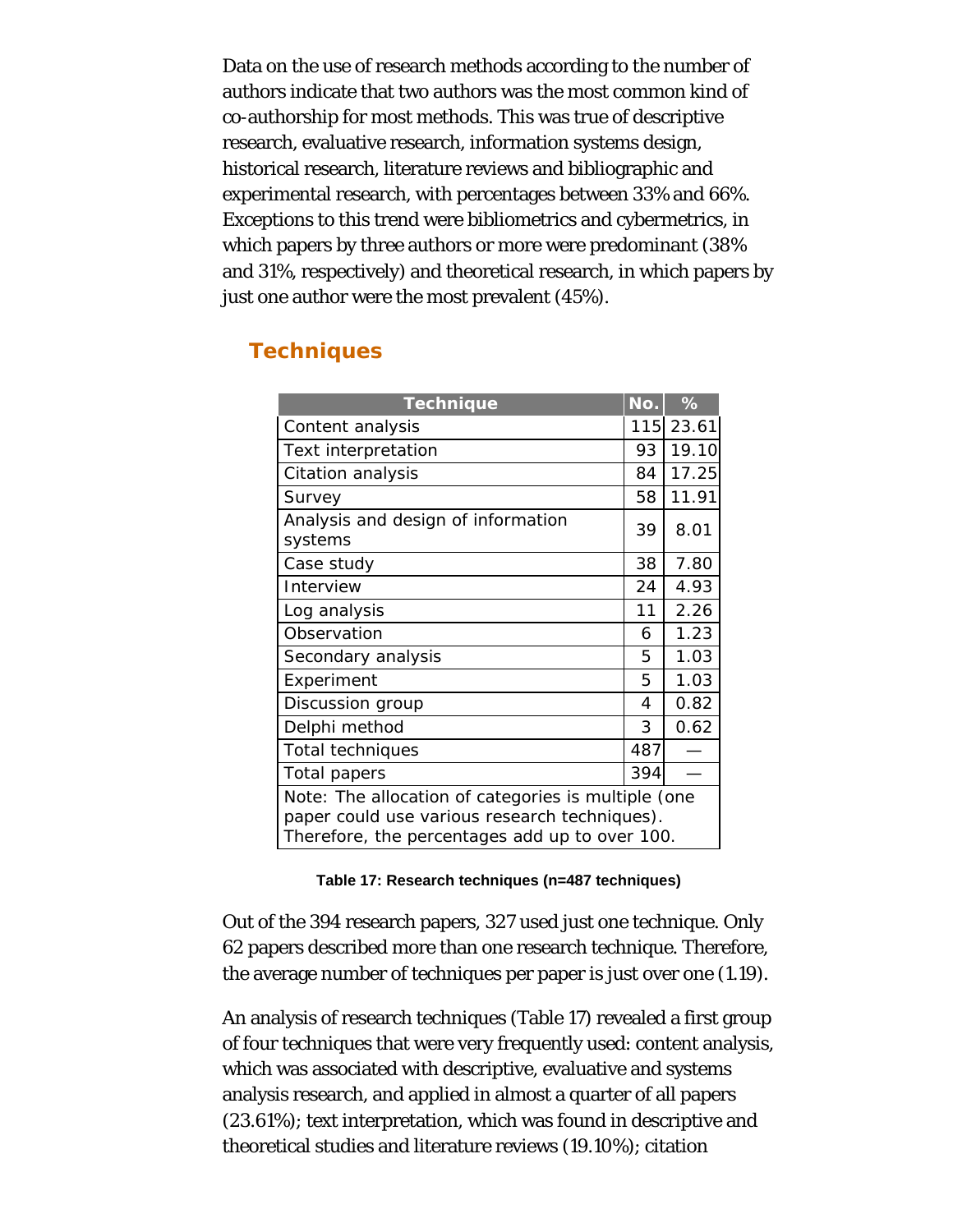Data on the use of research methods according to the number of authors indicate that two authors was the most common kind of co-authorship for most methods. This was true of descriptive research, evaluative research, information systems design, historical research, literature reviews and bibliographic and experimental research, with percentages between 33% and 66%. Exceptions to this trend were bibliometrics and cybermetrics, in which papers by three authors or more were predominant (38% and 31%, respectively) and theoretical research, in which papers by just one author were the most prevalent (45%).

## Techniques

| Technique | No. | % |
|---|---|---|
| Content analysis | 115 | 23.61 |
| Text interpretation | 93 | 19.10 |
| Citation analysis | 84 | 17.25 |
| Survey | 58 | 11.91 |
| Analysis and design of information systems | 39 | 8.01 |
| Case study | 38 | 7.80 |
| Interview | 24 | 4.93 |
| Log analysis | 11 | 2.26 |
| Observation | 6 | 1.23 |
| Secondary analysis | 5 | 1.03 |
| Experiment | 5 | 1.03 |
| Discussion group | 4 | 0.82 |
| Delphi method | 3 | 0.62 |
| Total techniques | 487 | — |
| Total papers | 394 | — |
| Note: The allocation of categories is multiple (one paper could use various research techniques). Therefore, the percentages add up to over 100. | | |

**Table 17: Research techniques (n=487 techniques)**

Out of the 394 research papers, 327 used just one technique. Only 62 papers described more than one research technique. Therefore, the average number of techniques per paper is just over one (1.19).

An analysis of research techniques (Table 17) revealed a first group of four techniques that were very frequently used: content analysis, which was associated with descriptive, evaluative and systems analysis research, and applied in almost a quarter of all papers (23.61%); text interpretation, which was found in descriptive and theoretical studies and literature reviews (19.10%); citation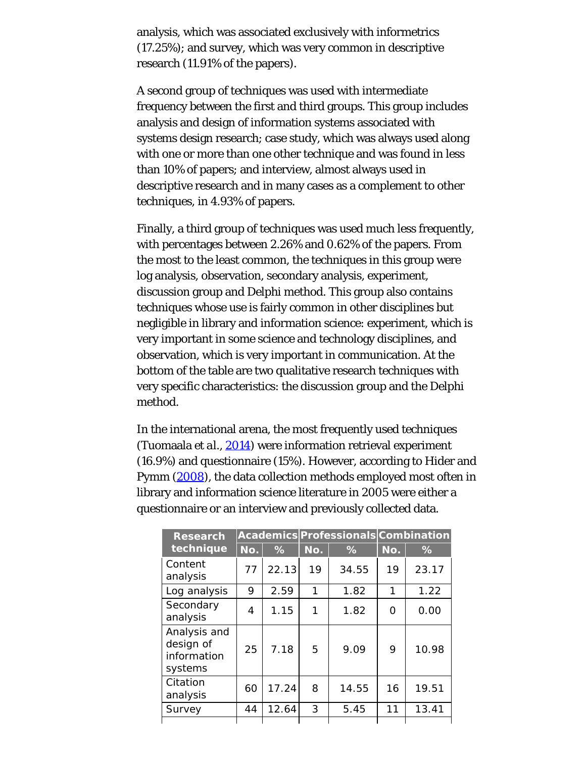analysis, which was associated exclusively with informetrics (17.25%); and survey, which was very common in descriptive research (11.91% of the papers).

A second group of techniques was used with intermediate frequency between the first and third groups. This group includes analysis and design of information systems associated with systems design research; case study, which was always used along with one or more than one other technique and was found in less than 10% of papers; and interview, almost always used in descriptive research and in many cases as a complement to other techniques, in 4.93% of papers.

Finally, a third group of techniques was used much less frequently, with percentages between 2.26% and 0.62% of the papers. From the most to the least common, the techniques in this group were log analysis, observation, secondary analysis, experiment, discussion group and Delphi method. This group also contains techniques whose use is fairly common in other disciplines but negligible in library and information science: experiment, which is very important in some science and technology disciplines, and observation, which is very important in communication. At the bottom of the table are two qualitative research techniques with very specific characteristics: the discussion group and the Delphi method.

In the international arena, the most frequently used techniques (Tuomaala et al., 2014) were information retrieval experiment (16.9%) and questionnaire (15%). However, according to Hider and Pymm (2008), the data collection methods employed most often in library and information science literature in 2005 were either a questionnaire or an interview and previously collected data.

| Research technique | Academics | | Professionals | | Combination | |
|---|---|---|---|---|---|---|
| | No. | % | No. | % | No. | % |
| Content analysis | 77 | 22.13 | 19 | 34.55 | 19 | 23.17 |
| Log analysis | 9 | 2.59 | 1 | 1.82 | 1 | 1.22 |
| Secondary analysis | 4 | 1.15 | 1 | 1.82 | 0 | 0.00 |
| Analysis and design of information systems | 25 | 7.18 | 5 | 9.09 | 9 | 10.98 |
| Citation analysis | 60 | 17.24 | 8 | 14.55 | 16 | 19.51 |
| Survey | 44 | 12.64 | 3 | 5.45 | 11 | 13.41 |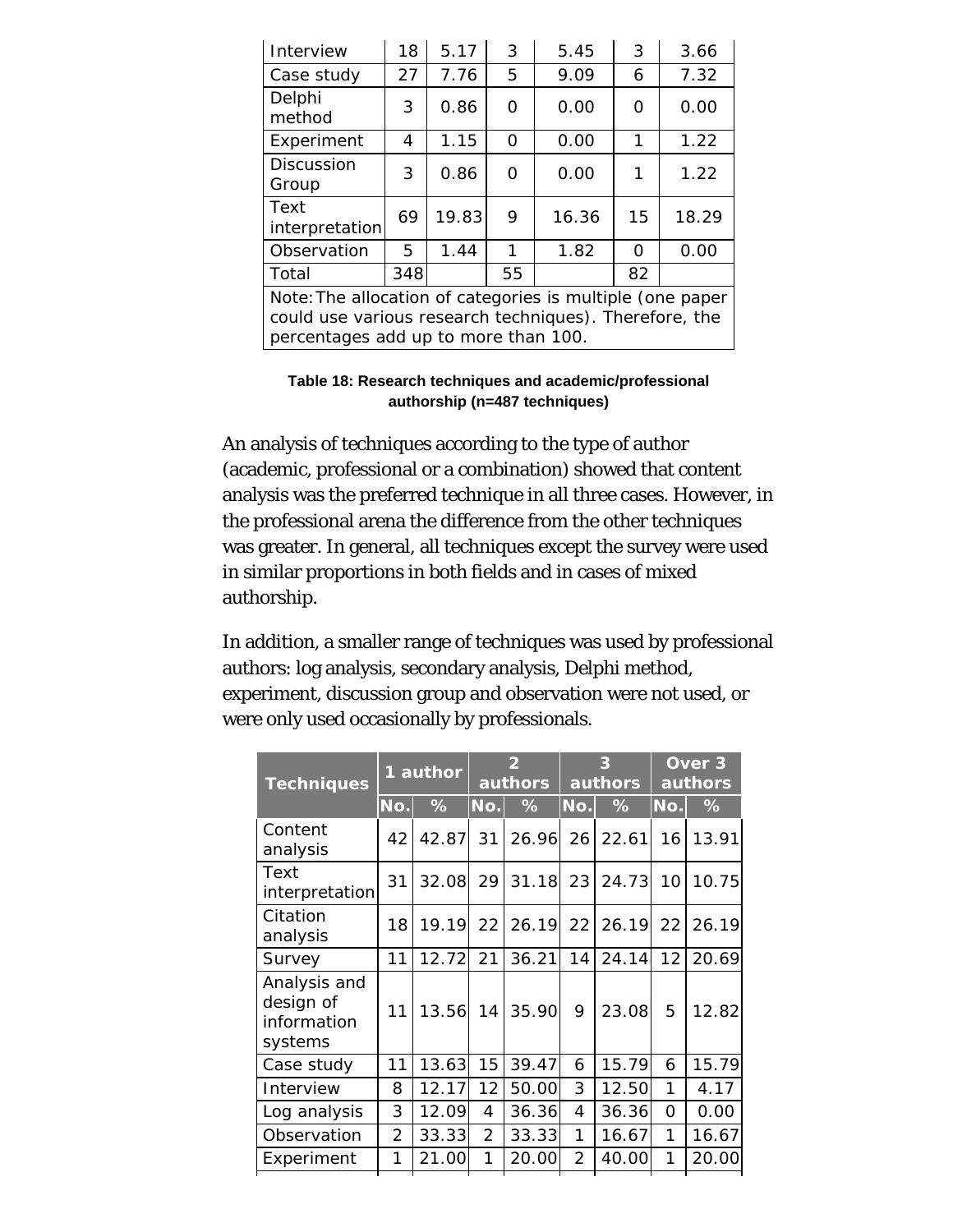| Interview | 18 | 5.17 | 3 | 5.45 | 3 | 3.66 |
|---|---|---|---|---|---|---|
| Case study | 27 | 7.76 | 5 | 9.09 | 6 | 7.32 |
| Delphi method | 3 | 0.86 | 0 | 0.00 | 0 | 0.00 |
| Experiment | 4 | 1.15 | 0 | 0.00 | 1 | 1.22 |
| Discussion Group | 3 | 0.86 | 0 | 0.00 | 1 | 1.22 |
| Text interpretation | 69 | 19.83 | 9 | 16.36 | 15 | 18.29 |
| Observation | 5 | 1.44 | 1 | 1.82 | 0 | 0.00 |
| Total | 348 | | 55 | | 82 | |

Note: The allocation of categories is multiple (one paper could use various research techniques). Therefore, the percentages add up to more than 100.

**Table 18: Research techniques and academic/professional authorship (n=487 techniques)**

An analysis of techniques according to the type of author (academic, professional or a combination) showed that content analysis was the preferred technique in all three cases. However, in the professional arena the difference from the other techniques was greater. In general, all techniques except the survey were used in similar proportions in both fields and in cases of mixed authorship.

In addition, a smaller range of techniques was used by professional authors: log analysis, secondary analysis, Delphi method, experiment, discussion group and observation were not used, or were only used occasionally by professionals.

| Techniques | 1 author | | 2 authors | | 3 authors | | Over 3 authors | |
|---|---|---|---|---|---|---|---|---|
| | No. | % | No. | % | No. | % | No. | % |
| Content analysis | 42 | 42.87 | 31 | 26.96 | 26 | 22.61 | 16 | 13.91 |
| Text interpretation | 31 | 32.08 | 29 | 31.18 | 23 | 24.73 | 10 | 10.75 |
| Citation analysis | 18 | 19.19 | 22 | 26.19 | 22 | 26.19 | 22 | 26.19 |
| Survey | 11 | 12.72 | 21 | 36.21 | 14 | 24.14 | 12 | 20.69 |
| Analysis and design of information systems | 11 | 13.56 | 14 | 35.90 | 9 | 23.08 | 5 | 12.82 |
| Case study | 11 | 13.63 | 15 | 39.47 | 6 | 15.79 | 6 | 15.79 |
| Interview | 8 | 12.17 | 12 | 50.00 | 3 | 12.50 | 1 | 4.17 |
| Log analysis | 3 | 12.09 | 4 | 36.36 | 4 | 36.36 | 0 | 0.00 |
| Observation | 2 | 33.33 | 2 | 33.33 | 1 | 16.67 | 1 | 16.67 |
| Experiment | 1 | 21.00 | 1 | 20.00 | 2 | 40.00 | 1 | 20.00 |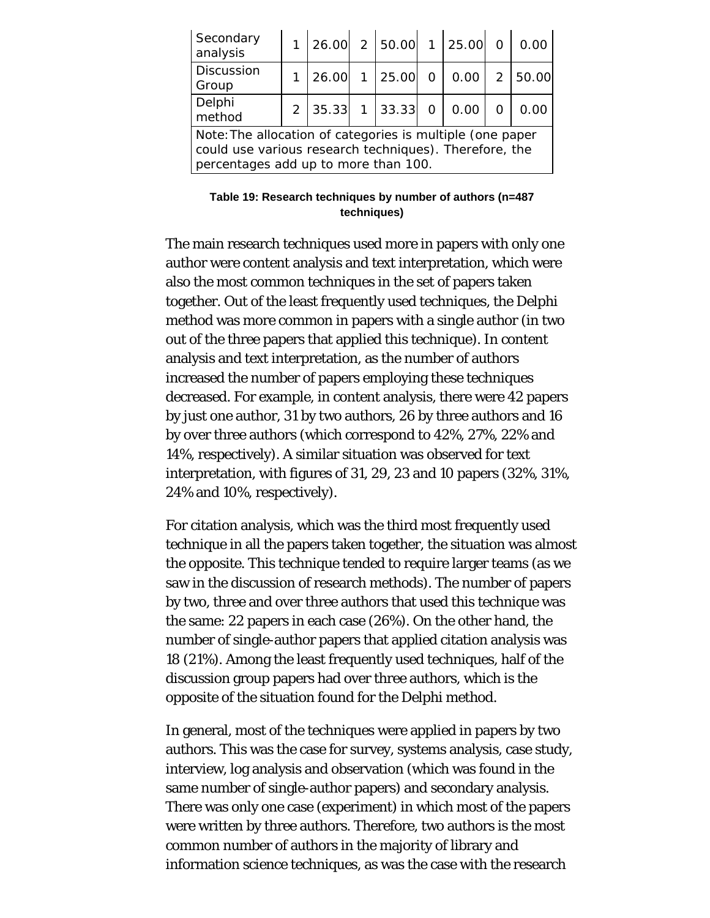| Secondary analysis | 1 | 26.00 | 2 | 50.00 | 1 | 25.00 | 0 | 0.00 |
|---|---|---|---|---|---|---|---|---|
| Discussion Group | 1 | 26.00 | 1 | 25.00 | 0 | 0.00 | 2 | 50.00 |
| Delphi method | 2 | 35.33 | 1 | 33.33 | 0 | 0.00 | 0 | 0.00 |
| Note: The allocation of categories is multiple (one paper could use various research techniques). Therefore, the percentages add up to more than 100. | | | | | | | | |

**Table 19: Research techniques by number of authors (n=487 techniques)**

The main research techniques used more in papers with only one author were content analysis and text interpretation, which were also the most common techniques in the set of papers taken together. Out of the least frequently used techniques, the Delphi method was more common in papers with a single author (in two out of the three papers that applied this technique). In content analysis and text interpretation, as the number of authors increased the number of papers employing these techniques decreased. For example, in content analysis, there were 42 papers by just one author, 31 by two authors, 26 by three authors and 16 by over three authors (which correspond to 42%, 27%, 22% and 14%, respectively). A similar situation was observed for text interpretation, with figures of 31, 29, 23 and 10 papers (32%, 31%, 24% and 10%, respectively).

For citation analysis, which was the third most frequently used technique in all the papers taken together, the situation was almost the opposite. This technique tended to require larger teams (as we saw in the discussion of research methods). The number of papers by two, three and over three authors that used this technique was the same: 22 papers in each case (26%). On the other hand, the number of single-author papers that applied citation analysis was 18 (21%). Among the least frequently used techniques, half of the discussion group papers had over three authors, which is the opposite of the situation found for the Delphi method.

In general, most of the techniques were applied in papers by two authors. This was the case for survey, systems analysis, case study, interview, log analysis and observation (which was found in the same number of single-author papers) and secondary analysis. There was only one case (experiment) in which most of the papers were written by three authors. Therefore, two authors is the most common number of authors in the majority of library and information science techniques, as was the case with the research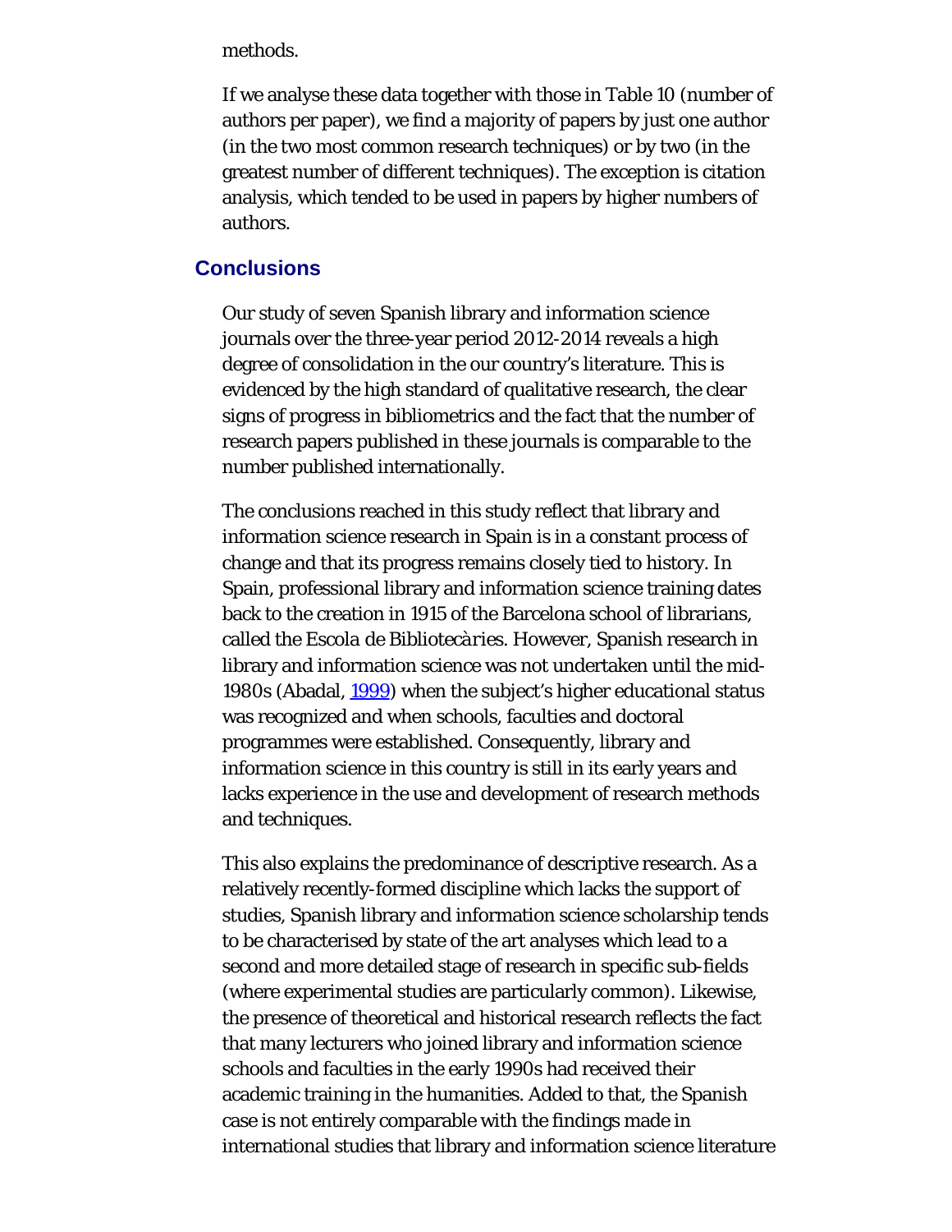methods.

If we analyse these data together with those in Table 10 (number of authors per paper), we find a majority of papers by just one author (in the two most common research techniques) or by two (in the greatest number of different techniques). The exception is citation analysis, which tended to be used in papers by higher numbers of authors.

## Conclusions

Our study of seven Spanish library and information science journals over the three-year period 2012-2014 reveals a high degree of consolidation in the our country's literature. This is evidenced by the high standard of qualitative research, the clear signs of progress in bibliometrics and the fact that the number of research papers published in these journals is comparable to the number published internationally.

The conclusions reached in this study reflect that library and information science research in Spain is in a constant process of change and that its progress remains closely tied to history. In Spain, professional library and information science training dates back to the creation in 1915 of the Barcelona school of librarians, called the Escola de Bibliotecàries. However, Spanish research in library and information science was not undertaken until the mid-1980s (Abadal, 1999) when the subject's higher educational status was recognized and when schools, faculties and doctoral programmes were established. Consequently, library and information science in this country is still in its early years and lacks experience in the use and development of research methods and techniques.

This also explains the predominance of descriptive research. As a relatively recently-formed discipline which lacks the support of studies, Spanish library and information science scholarship tends to be characterised by state of the art analyses which lead to a second and more detailed stage of research in specific sub-fields (where experimental studies are particularly common). Likewise, the presence of theoretical and historical research reflects the fact that many lecturers who joined library and information science schools and faculties in the early 1990s had received their academic training in the humanities. Added to that, the Spanish case is not entirely comparable with the findings made in international studies that library and information science literature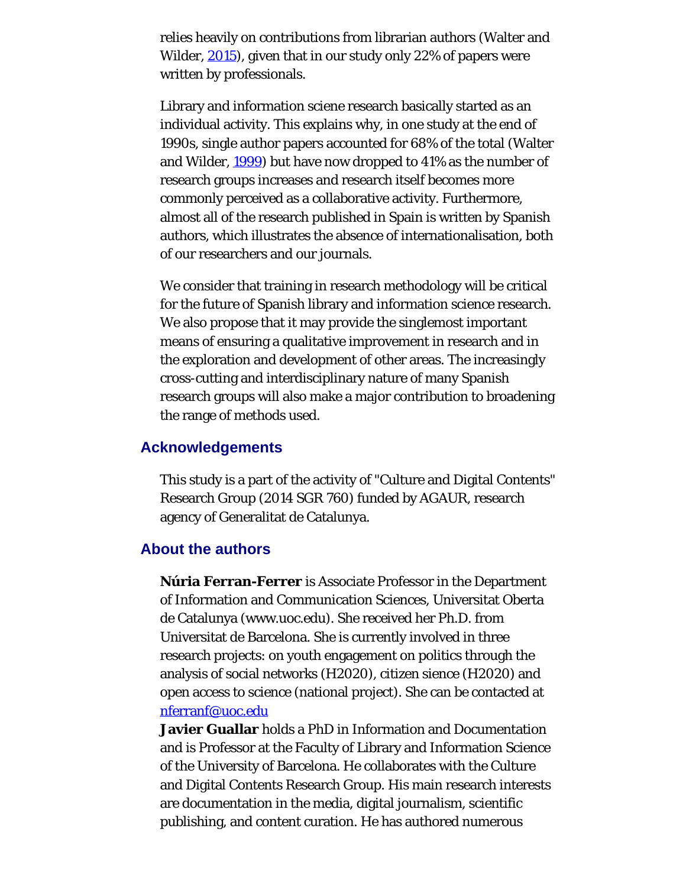relies heavily on contributions from librarian authors (Walter and Wilder, 2015), given that in our study only 22% of papers were written by professionals.

Library and information sciene research basically started as an individual activity. This explains why, in one study at the end of 1990s, single author papers accounted for 68% of the total (Walter and Wilder, 1999) but have now dropped to 41% as the number of research groups increases and research itself becomes more commonly perceived as a collaborative activity. Furthermore, almost all of the research published in Spain is written by Spanish authors, which illustrates the absence of internationalisation, both of our researchers and our journals.

We consider that training in research methodology will be critical for the future of Spanish library and information science research. We also propose that it may provide the singlemost important means of ensuring a qualitative improvement in research and in the exploration and development of other areas. The increasingly cross-cutting and interdisciplinary nature of many Spanish research groups will also make a major contribution to broadening the range of methods used.

## Acknowledgements

This study is a part of the activity of "Culture and Digital Contents" Research Group (2014 SGR 760) funded by AGAUR, research agency of Generalitat de Catalunya.

## About the authors

**Núria Ferran-Ferrer** is Associate Professor in the Department of Information and Communication Sciences, Universitat Oberta de Catalunya (www.uoc.edu). She received her Ph.D. from Universitat de Barcelona. She is currently involved in three research projects: on youth engagement on politics through the analysis of social networks (H2020), citizen sience (H2020) and open access to science (national project). She can be contacted at nferranf@uoc.edu
**Javier Guallar** holds a PhD in Information and Documentation and is Professor at the Faculty of Library and Information Science of the University of Barcelona. He collaborates with the Culture and Digital Contents Research Group. His main research interests are documentation in the media, digital journalism, scientific publishing, and content curation. He has authored numerous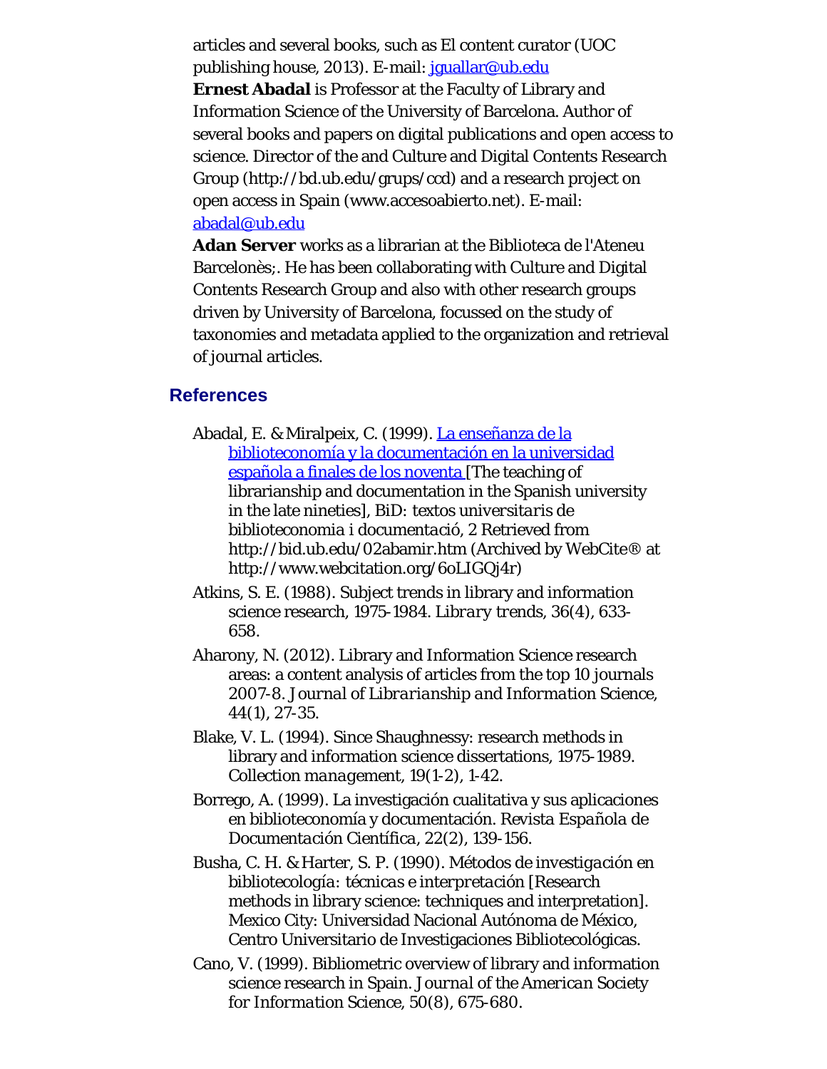articles and several books, such as El content curator (UOC publishing house, 2013). E-mail: [jguallar@ub.edu](mailto:jguallar@ub.edu)

**Ernest Abadal** is Professor at the Faculty of Library and Information Science of the University of Barcelona. Author of several books and papers on digital publications and open access to science. Director of the and Culture and Digital Contents Research Group (http://bd.ub.edu/grups/ccd) and a research project on open access in Spain (www.accesoabierto.net). E-mail: [abadal@ub.edu](mailto:abadal@ub.edu)

**Adan Server** works as a librarian at the Biblioteca de l'Ateneu Barcelonès;. He has been collaborating with Culture and Digital Contents Research Group and also with other research groups driven by University of Barcelona, focussed on the study of taxonomies and metadata applied to the organization and retrieval of journal articles.

## References

Abadal, E. & Miralpeix, C. (1999). La enseñanza de la biblioteconomía y la documentación en la universidad española a finales de los noventa [The teaching of librarianship and documentation in the Spanish university in the late nineties], *BiD: textos universitaris de biblioteconomia i documentació*, 2 Retrieved from http://bid.ub.edu/02abamir.htm (Archived by WebCite® at http://www.webcitation.org/6oLIGQj4r)

Atkins, S. E. (1988). Subject trends in library and information science research, 1975-1984. *Library trends*, 36(4), 633-658.

Aharony, N. (2012). Library and Information Science research areas: a content analysis of articles from the top 10 journals 2007-8. *Journal of Librarianship and Information Science*, 44(1), 27-35.

Blake, V. L. (1994). Since Shaughnessy: research methods in library and information science dissertations, 1975-1989. *Collection management*, 19(1-2), 1-42.

Borrego, A. (1999). La investigación cualitativa y sus aplicaciones en biblioteconomía y documentación. *Revista Española de Documentación Científica*, 22(2), 139-156.

Busha, C. H. & Harter, S. P. (1990). *Métodos de investigación en bibliotecología: técnicas e interpretación* [Research methods in library science: techniques and interpretation]. Mexico City: Universidad Nacional Autónoma de México, Centro Universitario de Investigaciones Bibliotecológicas.

Cano, V. (1999). Bibliometric overview of library and information science research in Spain. *Journal of the American Society for Information Science*, 50(8), 675-680.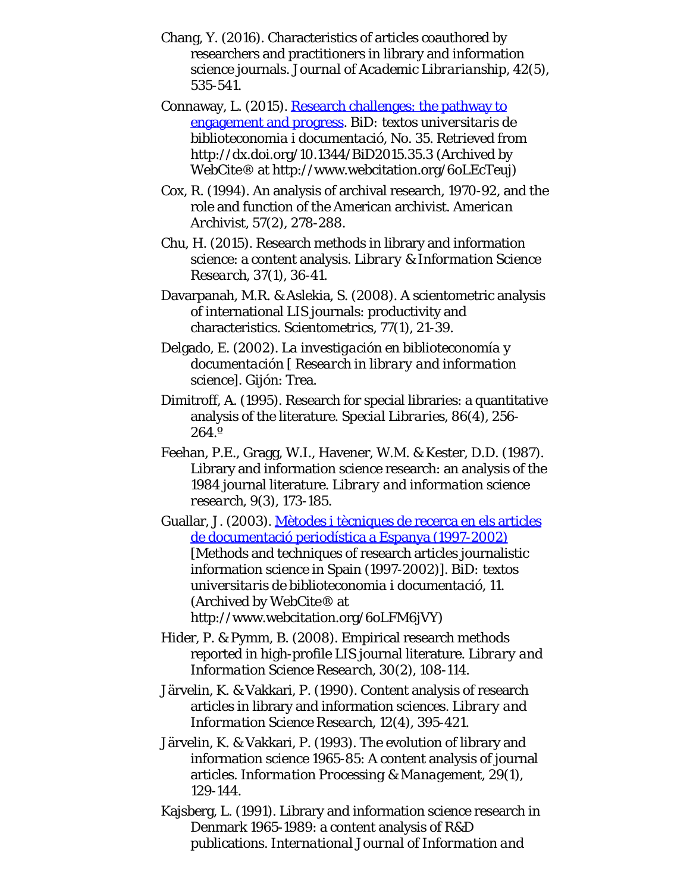Chang, Y. (2016). Characteristics of articles coauthored by researchers and practitioners in library and information science journals. *Journal of Academic Librarianship, 42*(5), 535-541.

Connaway, L. (2015). [Research challenges: the pathway to engagement and progress](http://dx.doi.org/10.1344/BiD2015.35.3). *BiD: textos universitaris de biblioteconomia i documentació*, No. 35. Retrieved from http://dx.doi.org/10.1344/BiD2015.35.3 (Archived by WebCite® at http://www.webcitation.org/6oLEcTeuj)

Cox, R. (1994). An analysis of archival research, 1970-92, and the role and function of the American archivist. *American Archivist, 57*(2), 278-288.

Chu, H. (2015). Research methods in library and information science: a content analysis. *Library & Information Science Research, 37*(1), 36-41.

Davarpanah, M.R. & Aslekia, S. (2008). A scientometric analysis of international LIS journals: productivity and characteristics. *Scientometrics, 77*(1), 21-39.

Delgado, E. (2002). *La investigación en biblioteconomía y documentación [ Research in library and information science]*. Gijón: Trea.

Dimitroff, A. (1995). Research for special libraries: a quantitative analysis of the literature. *Special Libraries, 86*(4), 256-264.º

Feehan, P.E., Gragg, W.I., Havener, W.M. & Kester, D.D. (1987). Library and information science research: an analysis of the 1984 journal literature. *Library and information science research, 9*(3), 173-185.

Guallar, J. (2003). [Mètodes i tècniques de recerca en els articles de documentació periodística a Espanya (1997-2002)](http://www.webcitation.org/6oLFM6jVY) [Methods and techniques of research articles journalistic information science in Spain (1997-2002)]. *BiD: textos universitaris de biblioteconomia i documentació, 11*. (Archived by WebCite® at http://www.webcitation.org/6oLFM6jVY)

Hider, P. & Pymm, B. (2008). Empirical research methods reported in high-profile LIS journal literature. *Library and Information Science Research, 30*(2), 108-114.

Järvelin, K. & Vakkari, P. (1990). Content analysis of research articles in library and information sciences. *Library and Information Science Research, 12*(4), 395-421.

Järvelin, K. & Vakkari, P. (1993). The evolution of library and information science 1965-85: A content analysis of journal articles. *Information Processing & Management, 29*(1), 129-144.

Kajsberg, L. (1991). Library and information science research in Denmark 1965-1989: a content analysis of R&D publications. *International Journal of Information and*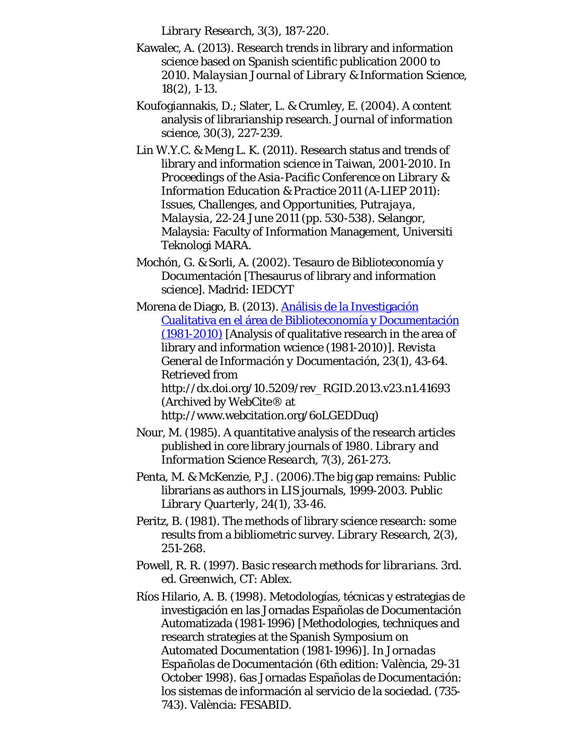*Library Research*, 3(3), 187-220.

Kawalec, A. (2013). Research trends in library and information science based on Spanish scientific publication 2000 to 2010. *Malaysian Journal of Library & Information Science*, 18(2), 1-13.

Koufogiannakis, D.; Slater, L. & Crumley, E. (2004). A content analysis of librarianship research. *Journal of information science*, 30(3), 227-239.

Lin W.Y.C. & Meng L. K. (2011). Research status and trends of library and information science in Taiwan, 2001-2010. In *Proceedings of the Asia-Pacific Conference on Library & Information Education & Practice 2011 (A-LIEP 2011): Issues, Challenges, and Opportunities, Putrajaya, Malaysia, 22-24 June 2011* (pp. 530-538). Selangor, Malaysia: Faculty of Information Management, Universiti Teknologi MARA.

Mochón, G. & Sorli, A. (2002). Tesauro de Biblioteconomía y Documentación [Thesaurus of library and information science]. Madrid: IEDCYT

Morena de Diago, B. (2013). [Análisis de la Investigación Cualitativa en el área de Biblioteconomía y Documentación (1981-2010)] [Analysis of qualitative research in the area of library and information wcience (1981-2010)]. *Revista General de Información y Documentación*, 23(1), 43-64. Retrieved from http://dx.doi.org/10.5209/rev_RGID.2013.v23.n1.41693 (Archived by WebCite® at http://www.webcitation.org/6oLGEDDuq)

Nour, M. (1985). A quantitative analysis of the research articles published in core library journals of 1980. *Library and Information Science Research*, 7(3), 261-273.

Penta, M. & McKenzie, P.J. (2006).The big gap remains: Public librarians as authors in LIS journals, 1999-2003. *Public Library Quarterly*, 24(1), 33-46.

Peritz, B. (1981). The methods of library science research: some results from a bibliometric survey. *Library Research*, 2(3), 251-268.

Powell, R. R. (1997). *Basic research methods for librarians*. 3rd. ed. Greenwich, CT: Ablex.

Ríos Hilario, A. B. (1998). Metodologías, técnicas y estrategias de investigación en las Jornadas Españolas de Documentación Automatizada (1981-1996) [Methodologies, techniques and research strategies at the Spanish Symposium on Automated Documentation (1981-1996)]. In *Jornadas Españolas de Documentación* (6th edition: València, 29-31 October 1998). 6as Jornadas Españolas de Documentación: los sistemas de información al servicio de la sociedad. (735-743). València: FESABID.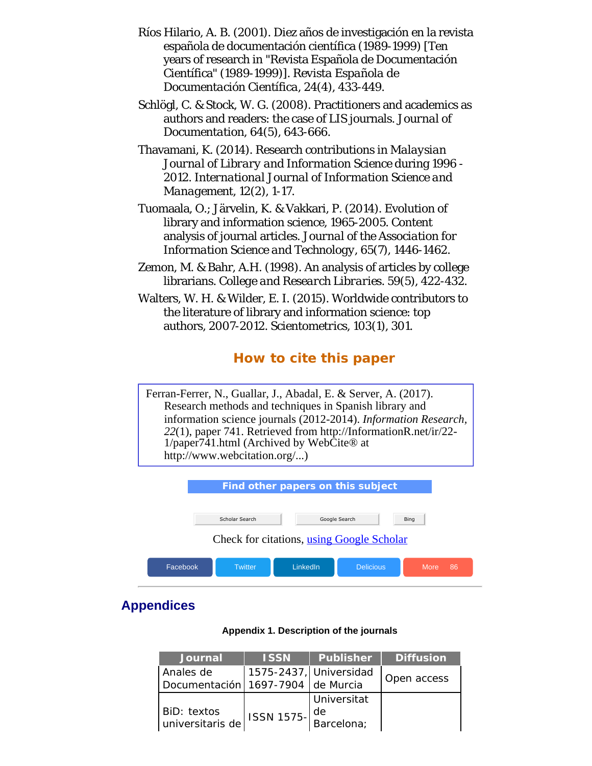Ríos Hilario, A. B. (2001). Diez años de investigación en la revista española de documentación científica (1989-1999) [Ten years of research in "Revista Española de Documentación Científica" (1989-1999)]. Revista Española de Documentación Científica, 24(4), 433-449.

Schlögl, C. & Stock, W. G. (2008). Practitioners and academics as authors and readers: the case of LIS journals. *Journal of Documentation*, 64(5), 643-666.

Thavamani, K. (2014). Research contributions in *Malaysian Journal of Library and Information Science* during 1996 - 2012. *International Journal of Information Science and Management*, 12(2), 1-17.

Tuomaala, O.; Järvelin, K. & Vakkari, P. (2014). Evolution of library and information science, 1965-2005. Content analysis of journal articles. *Journal of the Association for Information Science and Technology*, 65(7), 1446-1462.

Zemon, M. & Bahr, A.H. (1998). An analysis of articles by college librarians. *College and Research Libraries*. 59(5), 422-432.

Walters, W. H. & Wilder, E. I. (2015). Worldwide contributors to the literature of library and information science: top authors, 2007-2012. Scientometrics, 103(1), 301.

## How to cite this paper

Ferran-Ferrer, N., Guallar, J., Abadal, E. & Server, A. (2017). Research methods and techniques in Spanish library and information science journals (2012-2014). *Information Research, 22*(1), paper 741. Retrieved from http://InformationR.net/ir/22-1/paper741.html (Archived by WebCite® at http://www.webcitation.org/...)

Find other papers on this subject

Scholar Search | Google Search | Bing

Check for citations, using Google Scholar

Facebook | Twitter | LinkedIn | Delicious | More 86

## Appendices

**Appendix 1. Description of the journals**

| Journal | ISSN | Publisher | Diffusion |
|---|---|---|---|
| Anales de Documentación | 1575-2437, 1697-7904 | Universidad de Murcia | Open access |
| BiD: textos universitaris de | ISSN 1575- | Universitat de Barcelona; | |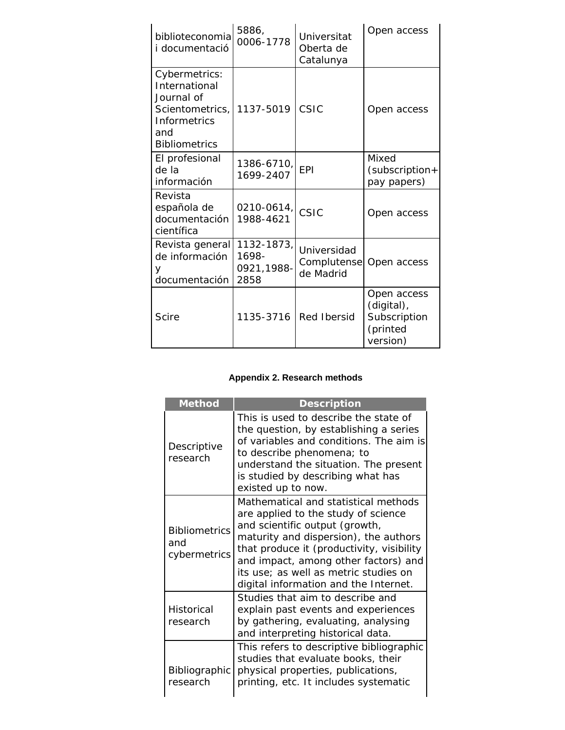| | | | |
|---|---|---|---|
| biblioteconomia i documentació | 5886, 0006-1778 | Universitat Oberta de Catalunya | Open access |
| Cybermetrics: International Journal of Scientometrics, Informetrics and Bibliometrics | 1137-5019 | CSIC | Open access |
| El profesional de la información | 1386-6710, 1699-2407 | EPI | Mixed (subscription+ pay papers) |
| Revista española de documentación científica | 0210-0614, 1988-4621 | CSIC | Open access |
| Revista general de información y documentación | 1132-1873, 1698-0921,1988-2858 | Universidad Complutense de Madrid | Open access |
| Scire | 1135-3716 | Red Ibersid | Open access (digital), Subscription (printed version) |

**Appendix 2. Research methods**

| Method | Description |
|---|---|
| Descriptive research | This is used to describe the state of the question, by establishing a series of variables and conditions. The aim is to describe phenomena; to understand the situation. The present is studied by describing what has existed up to now. |
| Bibliometrics and cybermetrics | Mathematical and statistical methods are applied to the study of science and scientific output (growth, maturity and dispersion), the authors that produce it (productivity, visibility and impact, among other factors) and its use; as well as metric studies on digital information and the Internet. |
| Historical research | Studies that aim to describe and explain past events and experiences by gathering, evaluating, analysing and interpreting historical data. |
| Bibliographic research | This refers to descriptive bibliographic studies that evaluate books, their physical properties, publications, printing, etc. It includes systematic |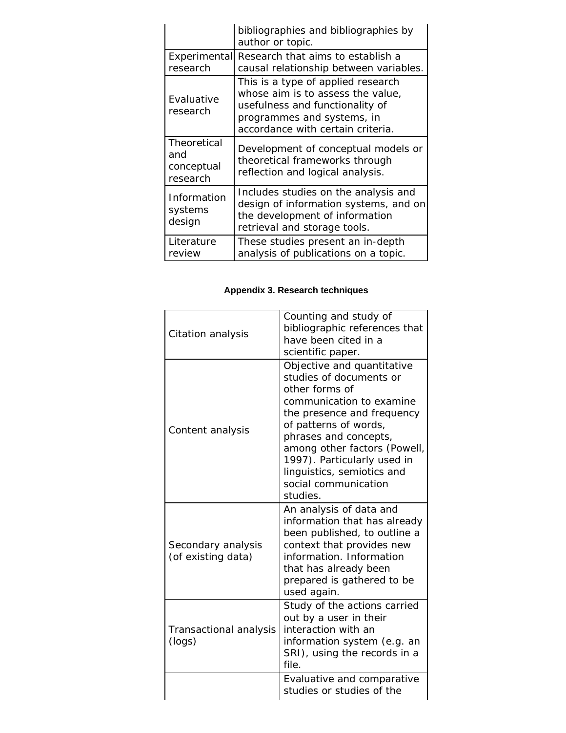| | |
|---|---|
| | bibliographies and bibliographies by author or topic. |
| Experimental research | Research that aims to establish a causal relationship between variables. |
| Evaluative research | This is a type of applied research whose aim is to assess the value, usefulness and functionality of programmes and systems, in accordance with certain criteria. |
| Theoretical and conceptual research | Development of conceptual models or theoretical frameworks through reflection and logical analysis. |
| Information systems design | Includes studies on the analysis and design of information systems, and on the development of information retrieval and storage tools. |
| Literature review | These studies present an in-depth analysis of publications on a topic. |

### Appendix 3. Research techniques

| | |
|---|---|
| Citation analysis | Counting and study of bibliographic references that have been cited in a scientific paper. |
| Content analysis | Objective and quantitative studies of documents or other forms of communication to examine the presence and frequency of patterns of words, phrases and concepts, among other factors (Powell, 1997). Particularly used in linguistics, semiotics and social communication studies. |
| Secondary analysis (of existing data) | An analysis of data and information that has already been published, to outline a context that provides new information. Information that has already been prepared is gathered to be used again. |
| Transactional analysis (logs) | Study of the actions carried out by a user in their interaction with an information system (e.g. an SRI), using the records in a file. |
| | Evaluative and comparative studies or studies of the |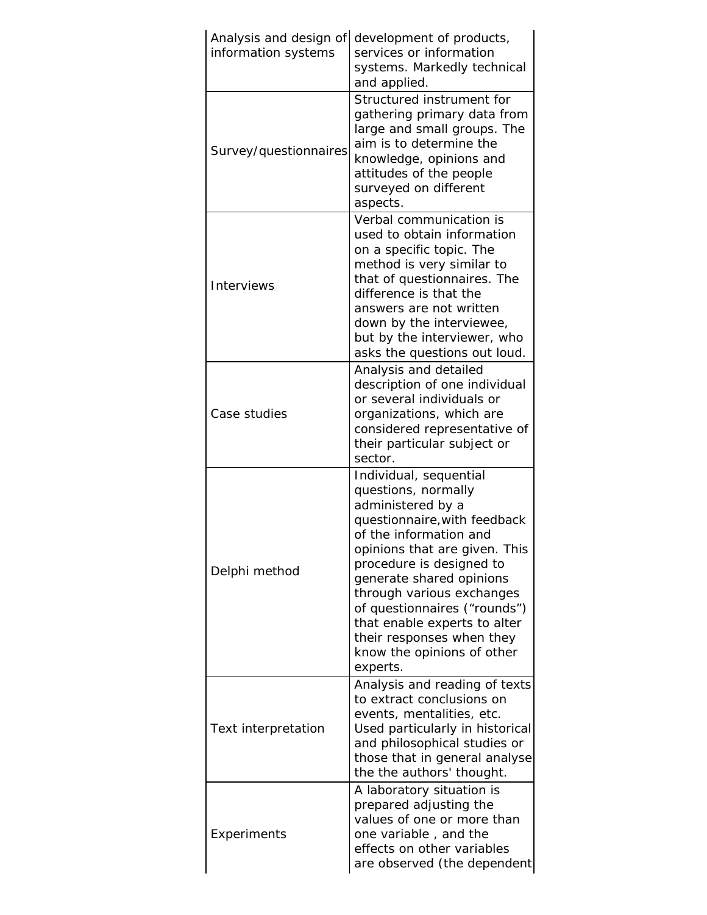| | |
|---|---|
| Analysis and design of information systems | development of products, services or information systems. Markedly technical and applied. |
| Survey/questionnaires | Structured instrument for gathering primary data from large and small groups. The aim is to determine the knowledge, opinions and attitudes of the people surveyed on different aspects. |
| Interviews | Verbal communication is used to obtain information on a specific topic. The method is very similar to that of questionnaires. The difference is that the answers are not written down by the interviewee, but by the interviewer, who asks the questions out loud. |
| Case studies | Analysis and detailed description of one individual or several individuals or organizations, which are considered representative of their particular subject or sector. |
| Delphi method | Individual, sequential questions, normally administered by a questionnaire,with feedback of the information and opinions that are given. This procedure is designed to generate shared opinions through various exchanges of questionnaires ("rounds") that enable experts to alter their responses when they know the opinions of other experts. |
| Text interpretation | Analysis and reading of texts to extract conclusions on events, mentalities, etc. Used particularly in historical and philosophical studies or those that in general analyse the the authors' thought. |
| Experiments | A laboratory situation is prepared adjusting the values of one or more than one variable , and the effects on other variables are observed (the dependent |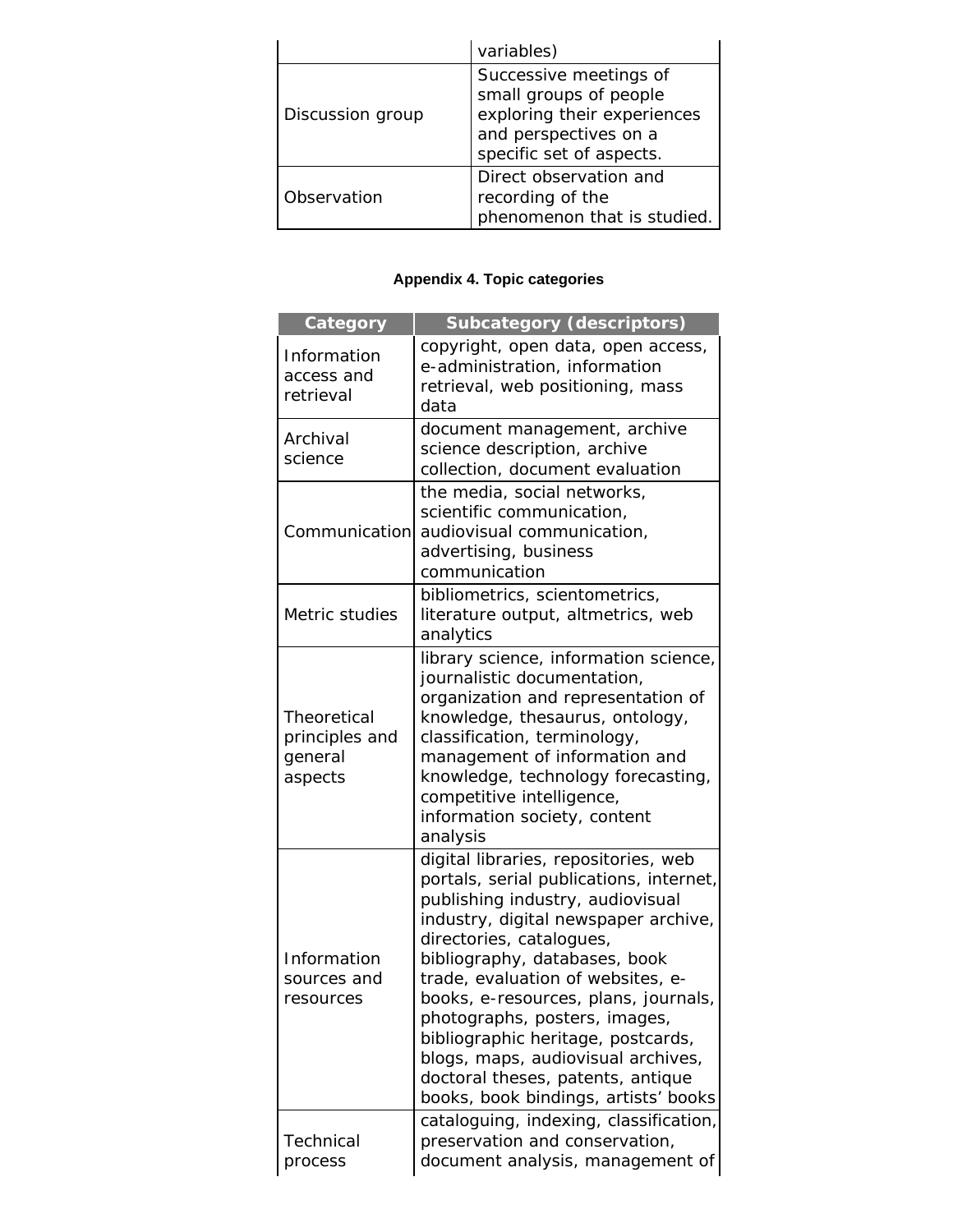| | |
|---|---|
| | variables) |
| Discussion group | Successive meetings of small groups of people exploring their experiences and perspectives on a specific set of aspects. |
| Observation | Direct observation and recording of the phenomenon that is studied. |

**Appendix 4. Topic categories**

| Category | Subcategory (descriptors) |
|---|---|
| Information access and retrieval | copyright, open data, open access, e-administration, information retrieval, web positioning, mass data |
| Archival science | document management, archive science description, archive collection, document evaluation |
| Communication | the media, social networks, scientific communication, audiovisual communication, advertising, business communication |
| Metric studies | bibliometrics, scientometrics, literature output, altmetrics, web analytics |
| Theoretical principles and general aspects | library science, information science, journalistic documentation, organization and representation of knowledge, thesaurus, ontology, classification, terminology, management of information and knowledge, technology forecasting, competitive intelligence, information society, content analysis |
| Information sources and resources | digital libraries, repositories, web portals, serial publications, internet, publishing industry, audiovisual industry, digital newspaper archive, directories, catalogues, bibliography, databases, book trade, evaluation of websites, e-books, e-resources, plans, journals, photographs, posters, images, bibliographic heritage, postcards, blogs, maps, audiovisual archives, doctoral theses, patents, antique books, book bindings, artists' books |
| Technical process | cataloguing, indexing, classification, preservation and conservation, document analysis, management of |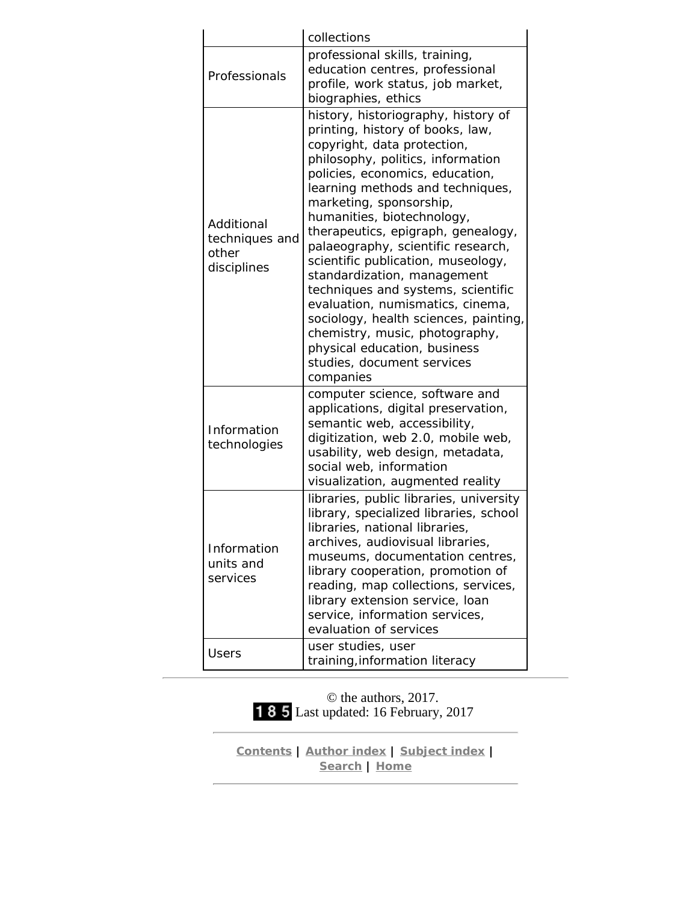| | |
|---|---|
| | collections |
| Professionals | professional skills, training, education centres, professional profile, work status, job market, biographies, ethics |
| Additional techniques and other disciplines | history, historiography, history of printing, history of books, law, copyright, data protection, philosophy, politics, information policies, economics, education, learning methods and techniques, marketing, sponsorship, humanities, biotechnology, therapeutics, epigraph, genealogy, palaeography, scientific research, scientific publication, museology, standardization, management techniques and systems, scientific evaluation, numismatics, cinema, sociology, health sciences, painting, chemistry, music, photography, physical education, business studies, document services companies |
| Information technologies | computer science, software and applications, digital preservation, semantic web, accessibility, digitization, web 2.0, mobile web, usability, web design, metadata, social web, information visualization, augmented reality |
| Information units and services | libraries, public libraries, university library, specialized libraries, school libraries, national libraries, archives, audiovisual libraries, museums, documentation centres, library cooperation, promotion of reading, map collections, services, library extension service, loan service, information services, evaluation of services |
| Users | user studies, user training,information literacy |

---

© the authors, 2017.
185 Last updated: 16 February, 2017

---

**Contents** | **Author index** | **Subject index** | **Search** | **Home**